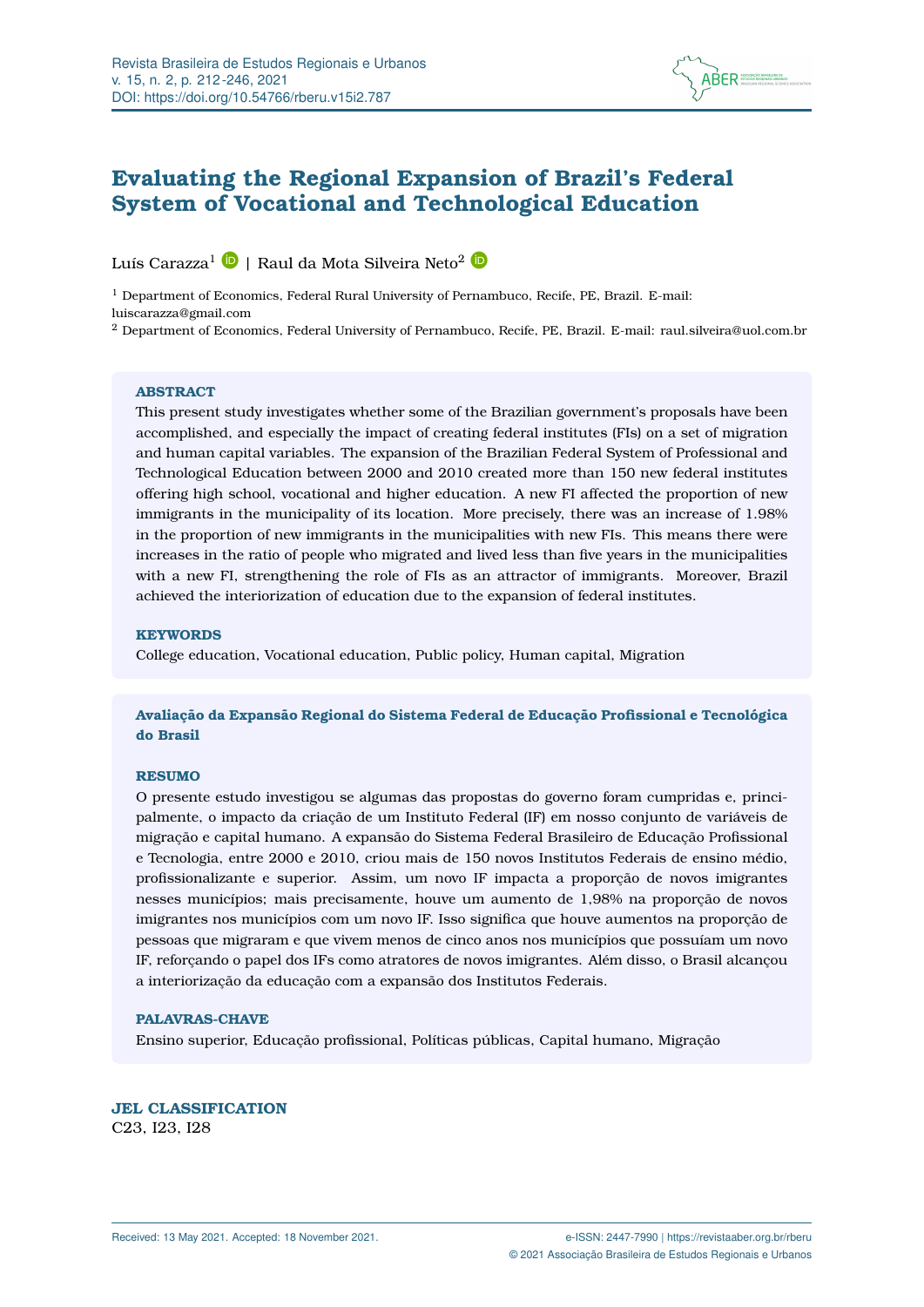# Evaluating the Regional Expansion of Brazil's Federal System of Vocational and Technological Education

Luís Carazza[1] | Raul da Mota Silveira Neto[2]

[1] Department of Economics, Federal Rural University of Pernambuco, Recife, PE, Brazil. E-mail: luiscarazza@gmail.com

[2] Department of Economics, Federal University of Pernambuco, Recife, PE, Brazil. E-mail: raul.silveira@uol.com.br

**ABSTRACT**

This present study investigates whether some of the Brazilian government's proposals have been accomplished, and especially the impact of creating federal institutes (FIs) on a set of migration and human capital variables. The expansion of the Brazilian Federal System of Professional and Technological Education between 2000 and 2010 created more than 150 new federal institutes offering high school, vocational and higher education. A new FI affected the proportion of new immigrants in the municipality of its location. More precisely, there was an increase of 1.98% in the proportion of new immigrants in the municipalities with new FIs. This means there were increases in the ratio of people who migrated and lived less than five years in the municipalities with a new FI, strengthening the role of FIs as an attractor of immigrants. Moreover, Brazil achieved the interiorization of education due to the expansion of federal institutes.

**KEYWORDS**

College education, Vocational education, Public policy, Human capital, Migration

**Avaliação da Expansão Regional do Sistema Federal de Educação Profissional e Tecnológica do Brasil**

**RESUMO**

O presente estudo investigou se algumas das propostas do governo foram cumpridas e, principalmente, o impacto da criação de um Instituto Federal (IF) em nosso conjunto de variáveis de migração e capital humano. A expansão do Sistema Federal Brasileiro de Educação Profissional e Tecnologia, entre 2000 e 2010, criou mais de 150 novos Institutos Federais de ensino médio, profissionalizante e superior. Assim, um novo IF impacta a proporção de novos imigrantes nesses municípios; mais precisamente, houve um aumento de 1,98% na proporção de novos imigrantes nos municípios com um novo IF. Isso significa que houve aumentos na proporção de pessoas que migraram e que vivem menos de cinco anos nos municípios que possuíam um novo IF, reforçando o papel dos IFs como atratores de novos imigrantes. Além disso, o Brasil alcançou a interiorização da educação com a expansão dos Institutos Federais.

**PALAVRAS-CHAVE**

Ensino superior, Educação profissional, Políticas públicas, Capital humano, Migração

**JEL CLASSIFICATION**

C23, I23, I28

Received: 13 May 2021. Accepted: 18 November 2021.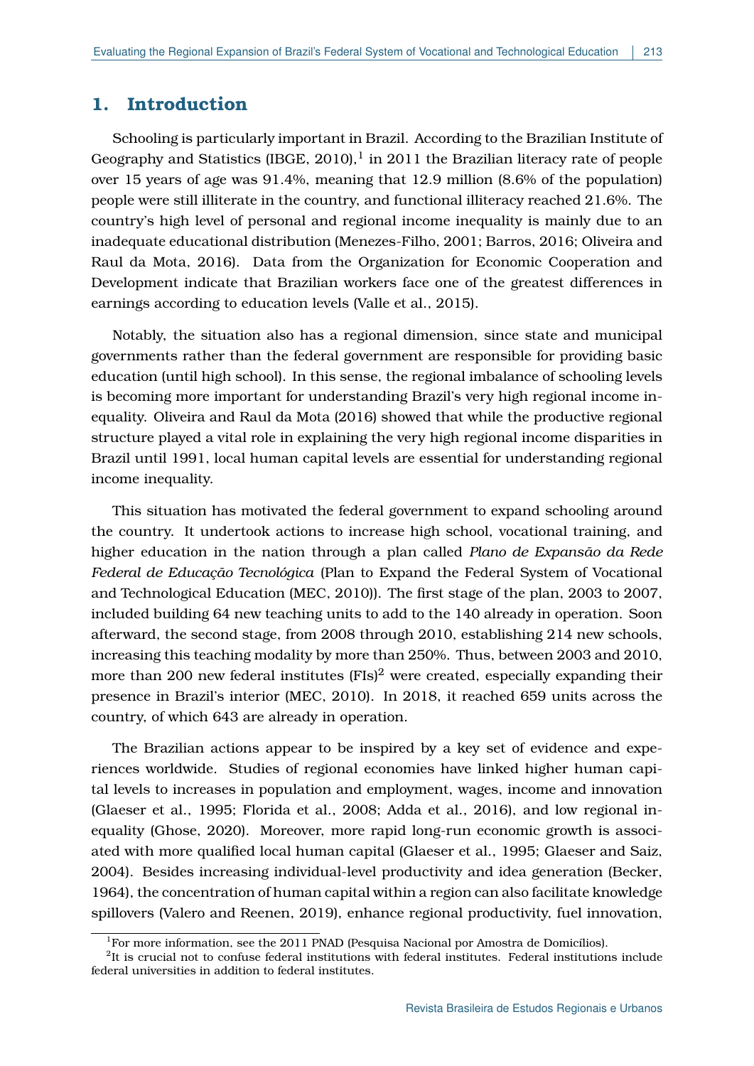## 1. Introduction

Schooling is particularly important in Brazil. According to the Brazilian Institute of Geography and Statistics (IBGE, 2010),[1] in 2011 the Brazilian literacy rate of people over 15 years of age was 91.4%, meaning that 12.9 million (8.6% of the population) people were still illiterate in the country, and functional illiteracy reached 21.6%. The country's high level of personal and regional income inequality is mainly due to an inadequate educational distribution (Menezes-Filho, 2001; Barros, 2016; Oliveira and Raul da Mota, 2016). Data from the Organization for Economic Cooperation and Development indicate that Brazilian workers face one of the greatest differences in earnings according to education levels (Valle et al., 2015).

Notably, the situation also has a regional dimension, since state and municipal governments rather than the federal government are responsible for providing basic education (until high school). In this sense, the regional imbalance of schooling levels is becoming more important for understanding Brazil's very high regional income inequality. Oliveira and Raul da Mota (2016) showed that while the productive regional structure played a vital role in explaining the very high regional income disparities in Brazil until 1991, local human capital levels are essential for understanding regional income inequality.

This situation has motivated the federal government to expand schooling around the country. It undertook actions to increase high school, vocational training, and higher education in the nation through a plan called *Plano de Expansão da Rede Federal de Educação Tecnológica* (Plan to Expand the Federal System of Vocational and Technological Education (MEC, 2010)). The first stage of the plan, 2003 to 2007, included building 64 new teaching units to add to the 140 already in operation. Soon afterward, the second stage, from 2008 through 2010, establishing 214 new schools, increasing this teaching modality by more than 250%. Thus, between 2003 and 2010, more than 200 new federal institutes (FIs)[2] were created, especially expanding their presence in Brazil's interior (MEC, 2010). In 2018, it reached 659 units across the country, of which 643 are already in operation.

The Brazilian actions appear to be inspired by a key set of evidence and experiences worldwide. Studies of regional economies have linked higher human capital levels to increases in population and employment, wages, income and innovation (Glaeser et al., 1995; Florida et al., 2008; Adda et al., 2016), and low regional inequality (Ghose, 2020). Moreover, more rapid long-run economic growth is associated with more qualified local human capital (Glaeser et al., 1995; Glaeser and Saiz, 2004). Besides increasing individual-level productivity and idea generation (Becker, 1964), the concentration of human capital within a region can also facilitate knowledge spillovers (Valero and Reenen, 2019), enhance regional productivity, fuel innovation,

[1] For more information, see the 2011 PNAD (Pesquisa Nacional por Amostra de Domicílios).

[2] It is crucial not to confuse federal institutions with federal institutes. Federal institutions include federal universities in addition to federal institutes.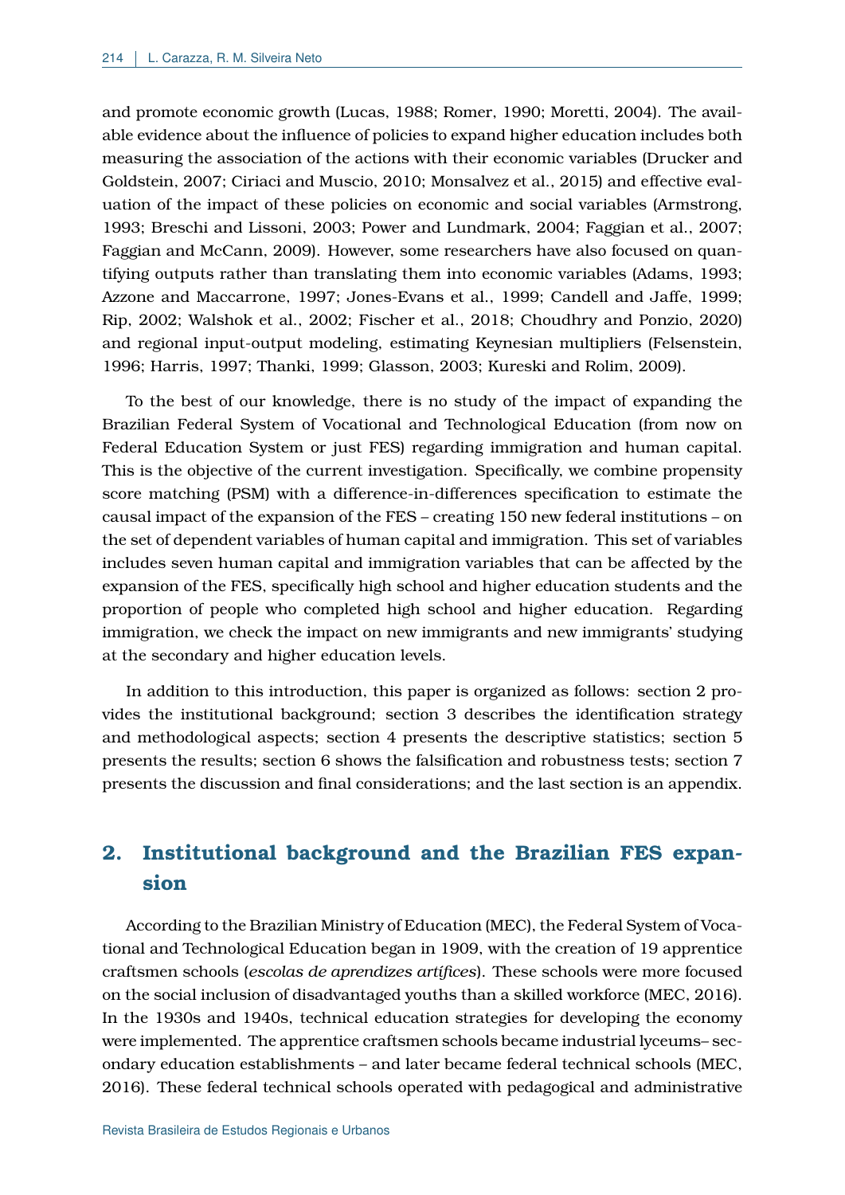and promote economic growth (Lucas, 1988; Romer, 1990; Moretti, 2004). The available evidence about the influence of policies to expand higher education includes both measuring the association of the actions with their economic variables (Drucker and Goldstein, 2007; Ciriaci and Muscio, 2010; Monsalvez et al., 2015) and effective evaluation of the impact of these policies on economic and social variables (Armstrong, 1993; Breschi and Lissoni, 2003; Power and Lundmark, 2004; Faggian et al., 2007; Faggian and McCann, 2009). However, some researchers have also focused on quantifying outputs rather than translating them into economic variables (Adams, 1993; Azzone and Maccarrone, 1997; Jones-Evans et al., 1999; Candell and Jaffe, 1999; Rip, 2002; Walshok et al., 2002; Fischer et al., 2018; Choudhry and Ponzio, 2020) and regional input-output modeling, estimating Keynesian multipliers (Felsenstein, 1996; Harris, 1997; Thanki, 1999; Glasson, 2003; Kureski and Rolim, 2009).

To the best of our knowledge, there is no study of the impact of expanding the Brazilian Federal System of Vocational and Technological Education (from now on Federal Education System or just FES) regarding immigration and human capital. This is the objective of the current investigation. Specifically, we combine propensity score matching (PSM) with a difference-in-differences specification to estimate the causal impact of the expansion of the FES – creating 150 new federal institutions – on the set of dependent variables of human capital and immigration. This set of variables includes seven human capital and immigration variables that can be affected by the expansion of the FES, specifically high school and higher education students and the proportion of people who completed high school and higher education. Regarding immigration, we check the impact on new immigrants and new immigrants' studying at the secondary and higher education levels.

In addition to this introduction, this paper is organized as follows: section 2 provides the institutional background; section 3 describes the identification strategy and methodological aspects; section 4 presents the descriptive statistics; section 5 presents the results; section 6 shows the falsification and robustness tests; section 7 presents the discussion and final considerations; and the last section is an appendix.

## 2. Institutional background and the Brazilian FES expansion

According to the Brazilian Ministry of Education (MEC), the Federal System of Vocational and Technological Education began in 1909, with the creation of 19 apprentice craftsmen schools (*escolas de aprendizes artífices*). These schools were more focused on the social inclusion of disadvantaged youths than a skilled workforce (MEC, 2016). In the 1930s and 1940s, technical education strategies for developing the economy were implemented. The apprentice craftsmen schools became industrial lyceums– secondary education establishments – and later became federal technical schools (MEC, 2016). These federal technical schools operated with pedagogical and administrative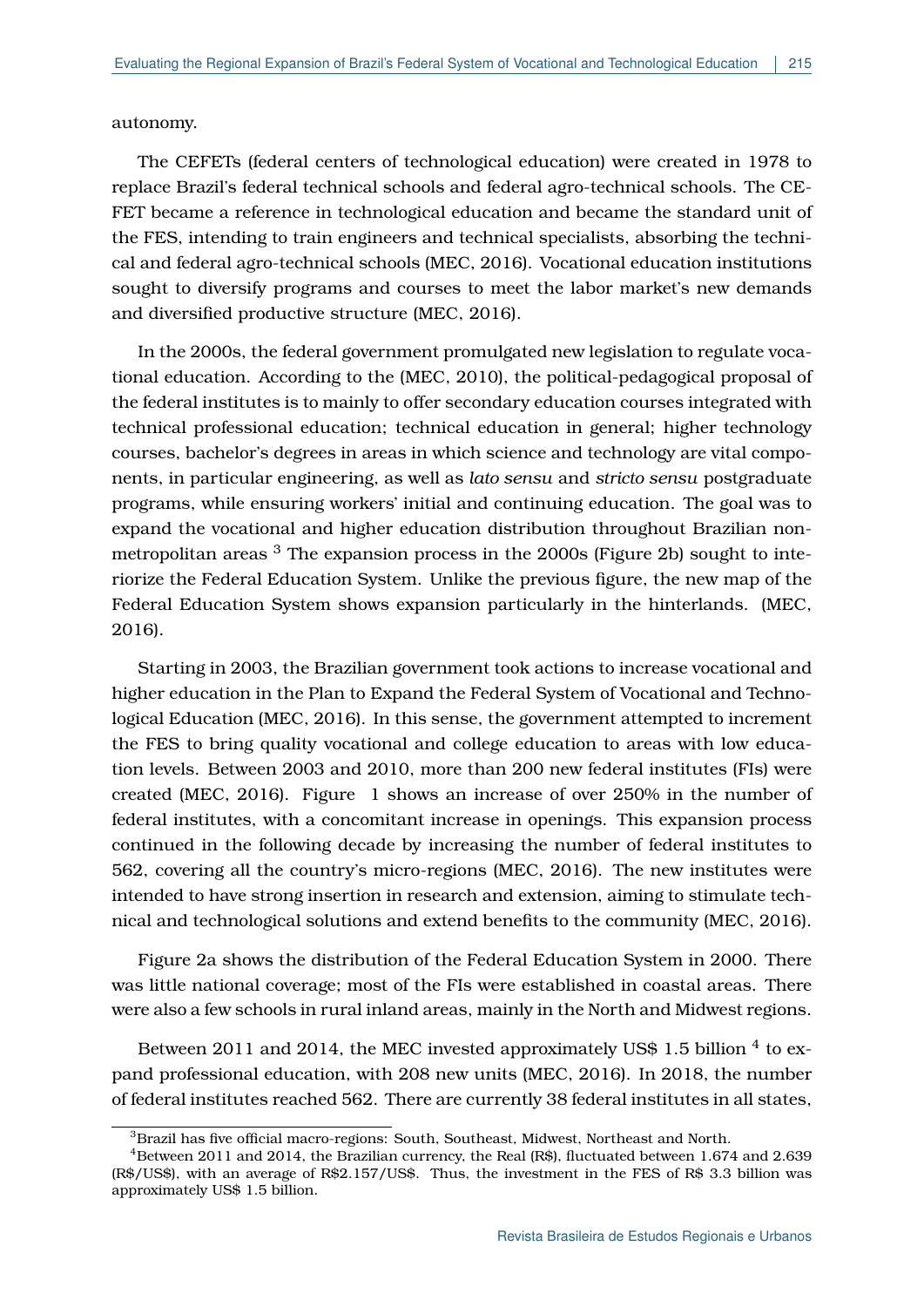autonomy.

The CEFETs (federal centers of technological education) were created in 1978 to replace Brazil's federal technical schools and federal agro-technical schools. The CEFET became a reference in technological education and became the standard unit of the FES, intending to train engineers and technical specialists, absorbing the technical and federal agro-technical schools (MEC, 2016). Vocational education institutions sought to diversify programs and courses to meet the labor market's new demands and diversified productive structure (MEC, 2016).

In the 2000s, the federal government promulgated new legislation to regulate vocational education. According to the (MEC, 2010), the political-pedagogical proposal of the federal institutes is to mainly to offer secondary education courses integrated with technical professional education; technical education in general; higher technology courses, bachelor's degrees in areas in which science and technology are vital components, in particular engineering, as well as *lato sensu* and *stricto sensu* postgraduate programs, while ensuring workers' initial and continuing education. The goal was to expand the vocational and higher education distribution throughout Brazilian non-metropolitan areas [3] The expansion process in the 2000s (Figure 2b) sought to interiorize the Federal Education System. Unlike the previous figure, the new map of the Federal Education System shows expansion particularly in the hinterlands. (MEC, 2016).

Starting in 2003, the Brazilian government took actions to increase vocational and higher education in the Plan to Expand the Federal System of Vocational and Technological Education (MEC, 2016). In this sense, the government attempted to increment the FES to bring quality vocational and college education to areas with low education levels. Between 2003 and 2010, more than 200 new federal institutes (FIs) were created (MEC, 2016). Figure 1 shows an increase of over 250% in the number of federal institutes, with a concomitant increase in openings. This expansion process continued in the following decade by increasing the number of federal institutes to 562, covering all the country's micro-regions (MEC, 2016). The new institutes were intended to have strong insertion in research and extension, aiming to stimulate technical and technological solutions and extend benefits to the community (MEC, 2016).

Figure 2a shows the distribution of the Federal Education System in 2000. There was little national coverage; most of the FIs were established in coastal areas. There were also a few schools in rural inland areas, mainly in the North and Midwest regions.

Between 2011 and 2014, the MEC invested approximately US$ 1.5 billion [4] to expand professional education, with 208 new units (MEC, 2016). In 2018, the number of federal institutes reached 562. There are currently 38 federal institutes in all states,

[3] Brazil has five official macro-regions: South, Southeast, Midwest, Northeast and North.

[4] Between 2011 and 2014, the Brazilian currency, the Real (R$), fluctuated between 1.674 and 2.639 (R$/US$), with an average of R$2.157/US$. Thus, the investment in the FES of R$ 3.3 billion was approximately US$ 1.5 billion.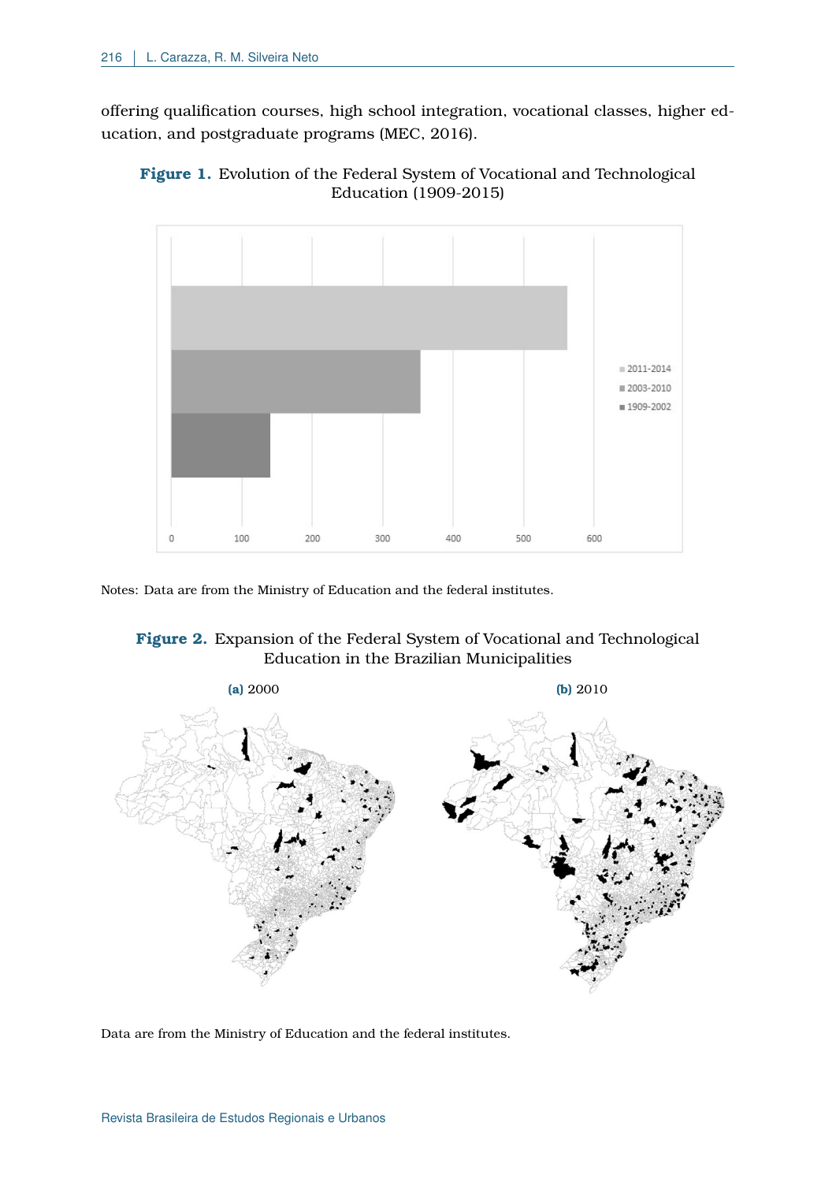offering qualification courses, high school integration, vocational classes, higher education, and postgraduate programs (MEC, 2016).

**Figure 1.** Evolution of the Federal System of Vocational and Technological Education (1909-2015)

Notes: Data are from the Ministry of Education and the federal institutes.

**Figure 2.** Expansion of the Federal System of Vocational and Technological Education in the Brazilian Municipalities

**(a)** 2000

**(b)** 2010

Data are from the Ministry of Education and the federal institutes.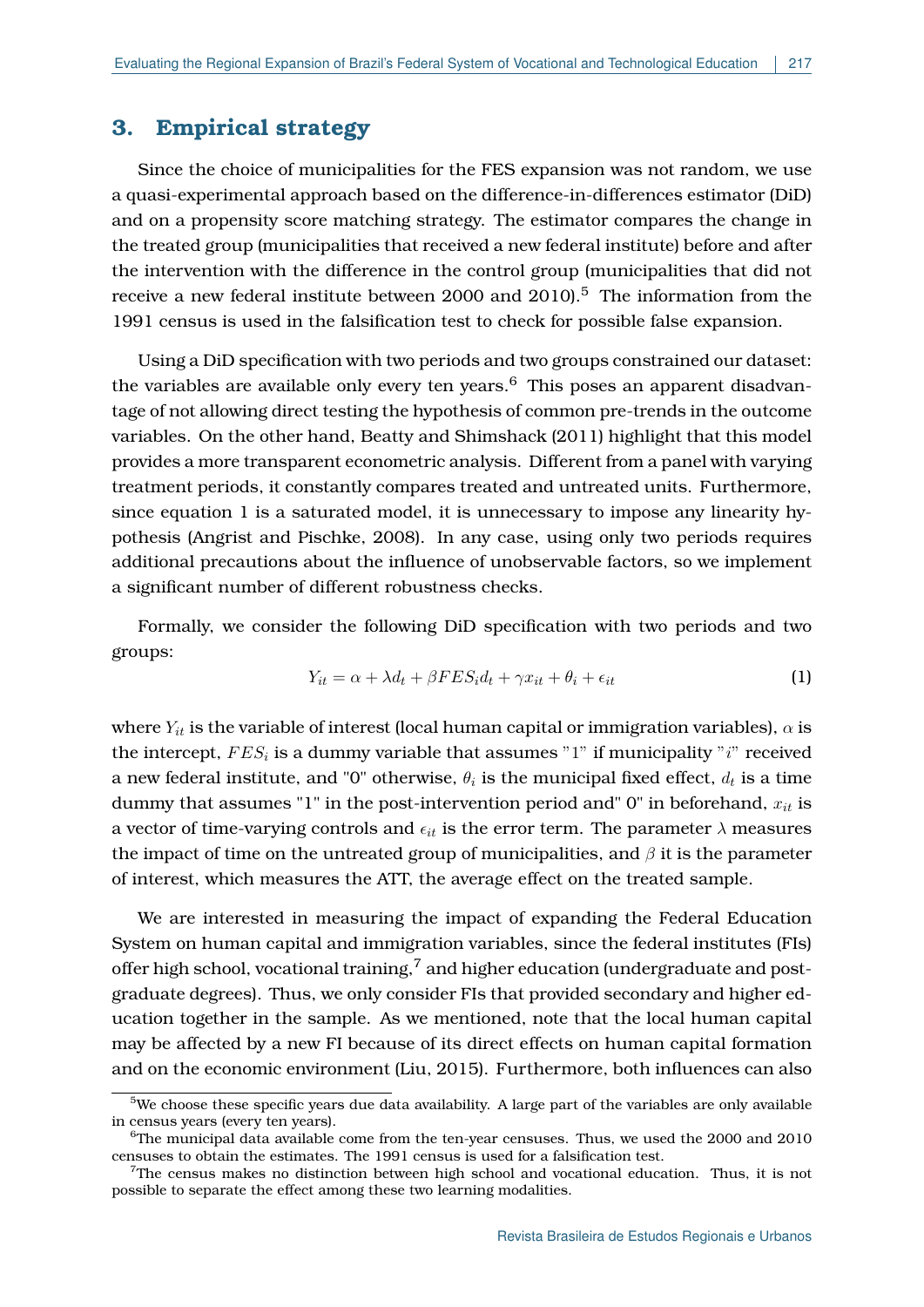## 3. Empirical strategy

Since the choice of municipalities for the FES expansion was not random, we use a quasi-experimental approach based on the difference-in-differences estimator (DiD) and on a propensity score matching strategy. The estimator compares the change in the treated group (municipalities that received a new federal institute) before and after the intervention with the difference in the control group (municipalities that did not receive a new federal institute between 2000 and 2010).[5] The information from the 1991 census is used in the falsification test to check for possible false expansion.

Using a DiD specification with two periods and two groups constrained our dataset: the variables are available only every ten years.[6] This poses an apparent disadvantage of not allowing direct testing the hypothesis of common pre-trends in the outcome variables. On the other hand, Beatty and Shimshack (2011) highlight that this model provides a more transparent econometric analysis. Different from a panel with varying treatment periods, it constantly compares treated and untreated units. Furthermore, since equation 1 is a saturated model, it is unnecessary to impose any linearity hypothesis (Angrist and Pischke, 2008). In any case, using only two periods requires additional precautions about the influence of unobservable factors, so we implement a significant number of different robustness checks.

Formally, we consider the following DiD specification with two periods and two groups:

$$Y_{it} = \alpha + \lambda d_t + \beta FES_i d_t + \gamma x_{it} + \theta_i + \epsilon_{it} \tag{1}$$

where $Y_{it}$ is the variable of interest (local human capital or immigration variables), $\alpha$ is the intercept, $FES_i$ is a dummy variable that assumes "1" if municipality "$i$" received a new federal institute, and "0" otherwise, $\theta_i$ is the municipal fixed effect, $d_t$ is a time dummy that assumes "1" in the post-intervention period and" 0" in beforehand, $x_{it}$ is a vector of time-varying controls and $\epsilon_{it}$ is the error term. The parameter $\lambda$ measures the impact of time on the untreated group of municipalities, and $\beta$ it is the parameter of interest, which measures the ATT, the average effect on the treated sample.

We are interested in measuring the impact of expanding the Federal Education System on human capital and immigration variables, since the federal institutes (FIs) offer high school, vocational training,[7] and higher education (undergraduate and post-graduate degrees). Thus, we only consider FIs that provided secondary and higher education together in the sample. As we mentioned, note that the local human capital may be affected by a new FI because of its direct effects on human capital formation and on the economic environment (Liu, 2015). Furthermore, both influences can also

[5] We choose these specific years due data availability. A large part of the variables are only available in census years (every ten years).

[6] The municipal data available come from the ten-year censuses. Thus, we used the 2000 and 2010 censuses to obtain the estimates. The 1991 census is used for a falsification test.

[7] The census makes no distinction between high school and vocational education. Thus, it is not possible to separate the effect among these two learning modalities.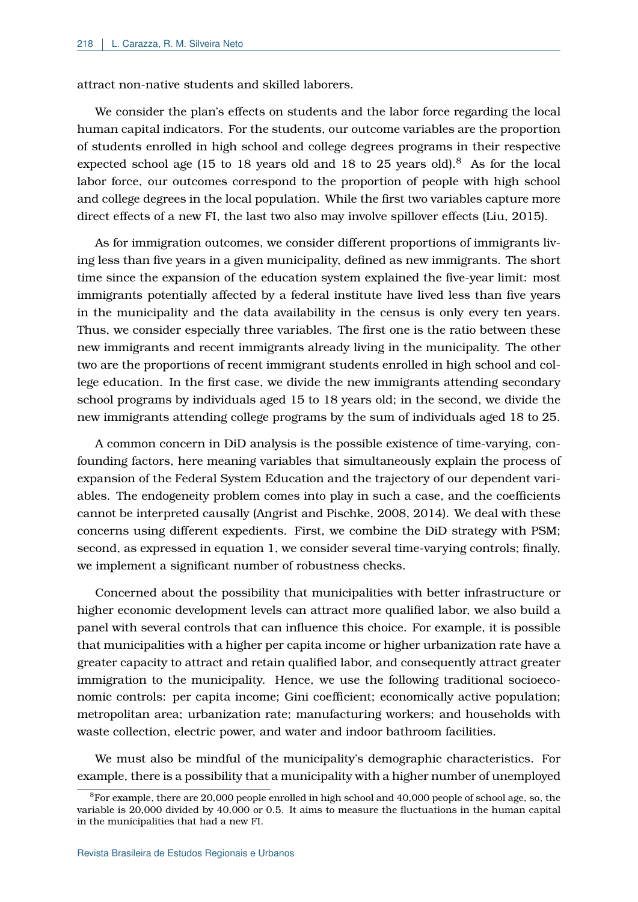attract non-native students and skilled laborers.

We consider the plan's effects on students and the labor force regarding the local human capital indicators. For the students, our outcome variables are the proportion of students enrolled in high school and college degrees programs in their respective expected school age (15 to 18 years old and 18 to 25 years old).[8] As for the local labor force, our outcomes correspond to the proportion of people with high school and college degrees in the local population. While the first two variables capture more direct effects of a new FI, the last two also may involve spillover effects (Liu, 2015).

As for immigration outcomes, we consider different proportions of immigrants living less than five years in a given municipality, defined as new immigrants. The short time since the expansion of the education system explained the five-year limit: most immigrants potentially affected by a federal institute have lived less than five years in the municipality and the data availability in the census is only every ten years. Thus, we consider especially three variables. The first one is the ratio between these new immigrants and recent immigrants already living in the municipality. The other two are the proportions of recent immigrant students enrolled in high school and college education. In the first case, we divide the new immigrants attending secondary school programs by individuals aged 15 to 18 years old; in the second, we divide the new immigrants attending college programs by the sum of individuals aged 18 to 25.

A common concern in DiD analysis is the possible existence of time-varying, confounding factors, here meaning variables that simultaneously explain the process of expansion of the Federal System Education and the trajectory of our dependent variables. The endogeneity problem comes into play in such a case, and the coefficients cannot be interpreted causally (Angrist and Pischke, 2008, 2014). We deal with these concerns using different expedients. First, we combine the DiD strategy with PSM; second, as expressed in equation 1, we consider several time-varying controls; finally, we implement a significant number of robustness checks.

Concerned about the possibility that municipalities with better infrastructure or higher economic development levels can attract more qualified labor, we also build a panel with several controls that can influence this choice. For example, it is possible that municipalities with a higher per capita income or higher urbanization rate have a greater capacity to attract and retain qualified labor, and consequently attract greater immigration to the municipality. Hence, we use the following traditional socioeconomic controls: per capita income; Gini coefficient; economically active population; metropolitan area; urbanization rate; manufacturing workers; and households with waste collection, electric power, and water and indoor bathroom facilities.

We must also be mindful of the municipality's demographic characteristics. For example, there is a possibility that a municipality with a higher number of unemployed

[8] For example, there are 20,000 people enrolled in high school and 40,000 people of school age, so, the variable is 20,000 divided by 40,000 or 0.5. It aims to measure the fluctuations in the human capital in the municipalities that had a new FI.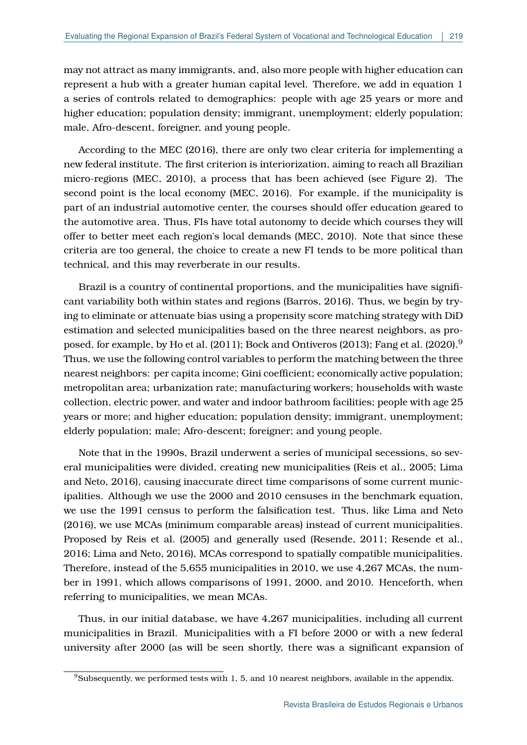may not attract as many immigrants, and, also more people with higher education can represent a hub with a greater human capital level. Therefore, we add in equation 1 a series of controls related to demographics: people with age 25 years or more and higher education; population density; immigrant, unemployment; elderly population; male, Afro-descent, foreigner, and young people.

According to the MEC (2016), there are only two clear criteria for implementing a new federal institute. The first criterion is interiorization, aiming to reach all Brazilian micro-regions (MEC, 2010), a process that has been achieved (see Figure 2). The second point is the local economy (MEC, 2016). For example, if the municipality is part of an industrial automotive center, the courses should offer education geared to the automotive area. Thus, FIs have total autonomy to decide which courses they will offer to better meet each region's local demands (MEC, 2010). Note that since these criteria are too general, the choice to create a new FI tends to be more political than technical, and this may reverberate in our results.

Brazil is a country of continental proportions, and the municipalities have significant variability both within states and regions (Barros, 2016). Thus, we begin by trying to eliminate or attenuate bias using a propensity score matching strategy with DiD estimation and selected municipalities based on the three nearest neighbors, as proposed, for example, by Ho et al. (2011); Bock and Ontiveros (2013); Fang et al. (2020).[9] Thus, we use the following control variables to perform the matching between the three nearest neighbors: per capita income; Gini coefficient; economically active population; metropolitan area; urbanization rate; manufacturing workers; households with waste collection, electric power, and water and indoor bathroom facilities; people with age 25 years or more; and higher education; population density; immigrant, unemployment; elderly population; male; Afro-descent; foreigner; and young people.

Note that in the 1990s, Brazil underwent a series of municipal secessions, so several municipalities were divided, creating new municipalities (Reis et al., 2005; Lima and Neto, 2016), causing inaccurate direct time comparisons of some current municipalities. Although we use the 2000 and 2010 censuses in the benchmark equation, we use the 1991 census to perform the falsification test. Thus, like Lima and Neto (2016), we use MCAs (minimum comparable areas) instead of current municipalities. Proposed by Reis et al. (2005) and generally used (Resende, 2011; Resende et al., 2016; Lima and Neto, 2016), MCAs correspond to spatially compatible municipalities. Therefore, instead of the 5,655 municipalities in 2010, we use 4,267 MCAs, the number in 1991, which allows comparisons of 1991, 2000, and 2010. Henceforth, when referring to municipalities, we mean MCAs.

Thus, in our initial database, we have 4,267 municipalities, including all current municipalities in Brazil. Municipalities with a FI before 2000 or with a new federal university after 2000 (as will be seen shortly, there was a significant expansion of

[9] Subsequently, we performed tests with 1, 5, and 10 nearest neighbors, available in the appendix.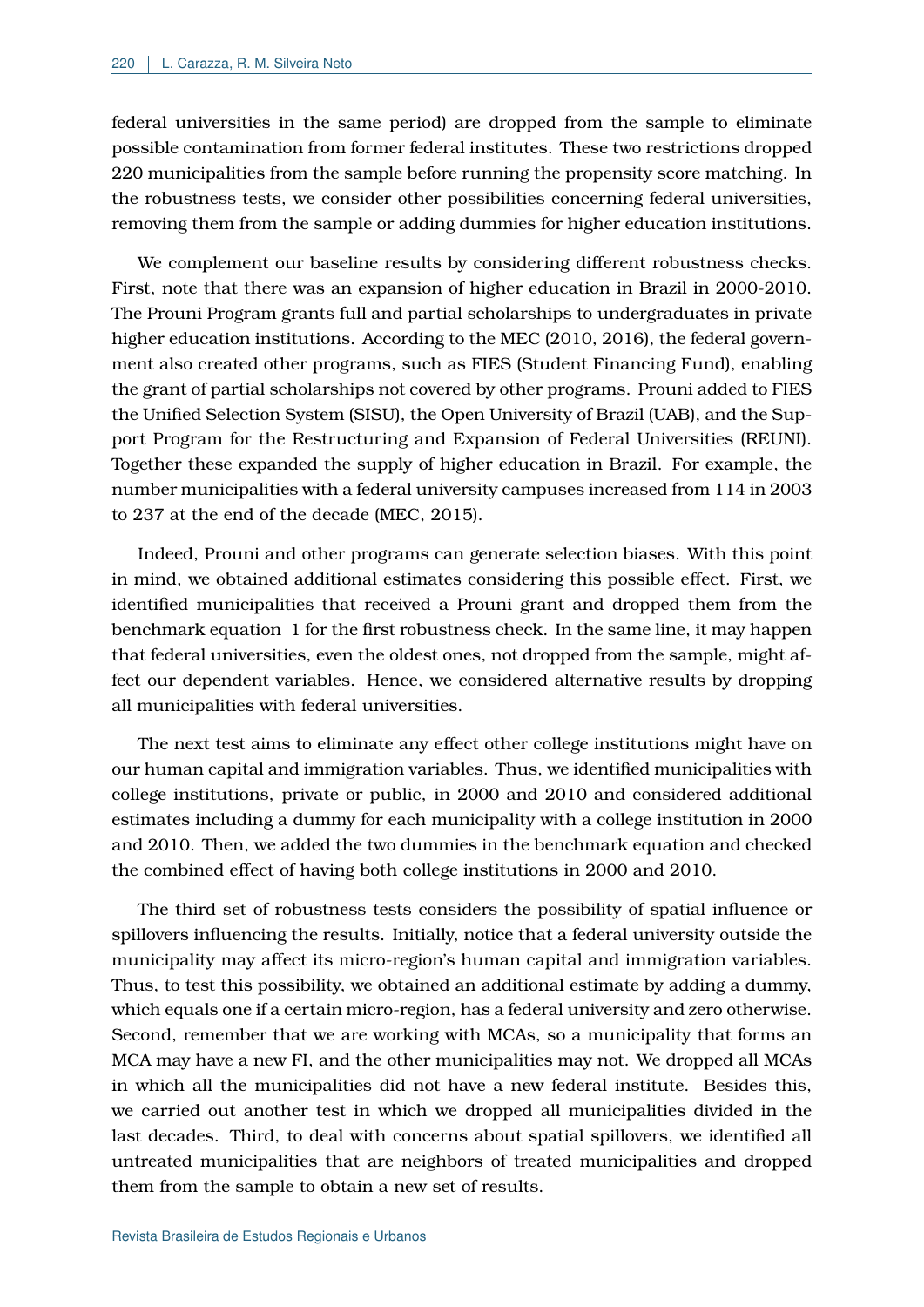federal universities in the same period) are dropped from the sample to eliminate possible contamination from former federal institutes. These two restrictions dropped 220 municipalities from the sample before running the propensity score matching. In the robustness tests, we consider other possibilities concerning federal universities, removing them from the sample or adding dummies for higher education institutions.

We complement our baseline results by considering different robustness checks. First, note that there was an expansion of higher education in Brazil in 2000-2010. The Prouni Program grants full and partial scholarships to undergraduates in private higher education institutions. According to the MEC (2010, 2016), the federal government also created other programs, such as FIES (Student Financing Fund), enabling the grant of partial scholarships not covered by other programs. Prouni added to FIES the Unified Selection System (SISU), the Open University of Brazil (UAB), and the Support Program for the Restructuring and Expansion of Federal Universities (REUNI). Together these expanded the supply of higher education in Brazil. For example, the number municipalities with a federal university campuses increased from 114 in 2003 to 237 at the end of the decade (MEC, 2015).

Indeed, Prouni and other programs can generate selection biases. With this point in mind, we obtained additional estimates considering this possible effect. First, we identified municipalities that received a Prouni grant and dropped them from the benchmark equation 1 for the first robustness check. In the same line, it may happen that federal universities, even the oldest ones, not dropped from the sample, might affect our dependent variables. Hence, we considered alternative results by dropping all municipalities with federal universities.

The next test aims to eliminate any effect other college institutions might have on our human capital and immigration variables. Thus, we identified municipalities with college institutions, private or public, in 2000 and 2010 and considered additional estimates including a dummy for each municipality with a college institution in 2000 and 2010. Then, we added the two dummies in the benchmark equation and checked the combined effect of having both college institutions in 2000 and 2010.

The third set of robustness tests considers the possibility of spatial influence or spillovers influencing the results. Initially, notice that a federal university outside the municipality may affect its micro-region's human capital and immigration variables. Thus, to test this possibility, we obtained an additional estimate by adding a dummy, which equals one if a certain micro-region, has a federal university and zero otherwise. Second, remember that we are working with MCAs, so a municipality that forms an MCA may have a new FI, and the other municipalities may not. We dropped all MCAs in which all the municipalities did not have a new federal institute. Besides this, we carried out another test in which we dropped all municipalities divided in the last decades. Third, to deal with concerns about spatial spillovers, we identified all untreated municipalities that are neighbors of treated municipalities and dropped them from the sample to obtain a new set of results.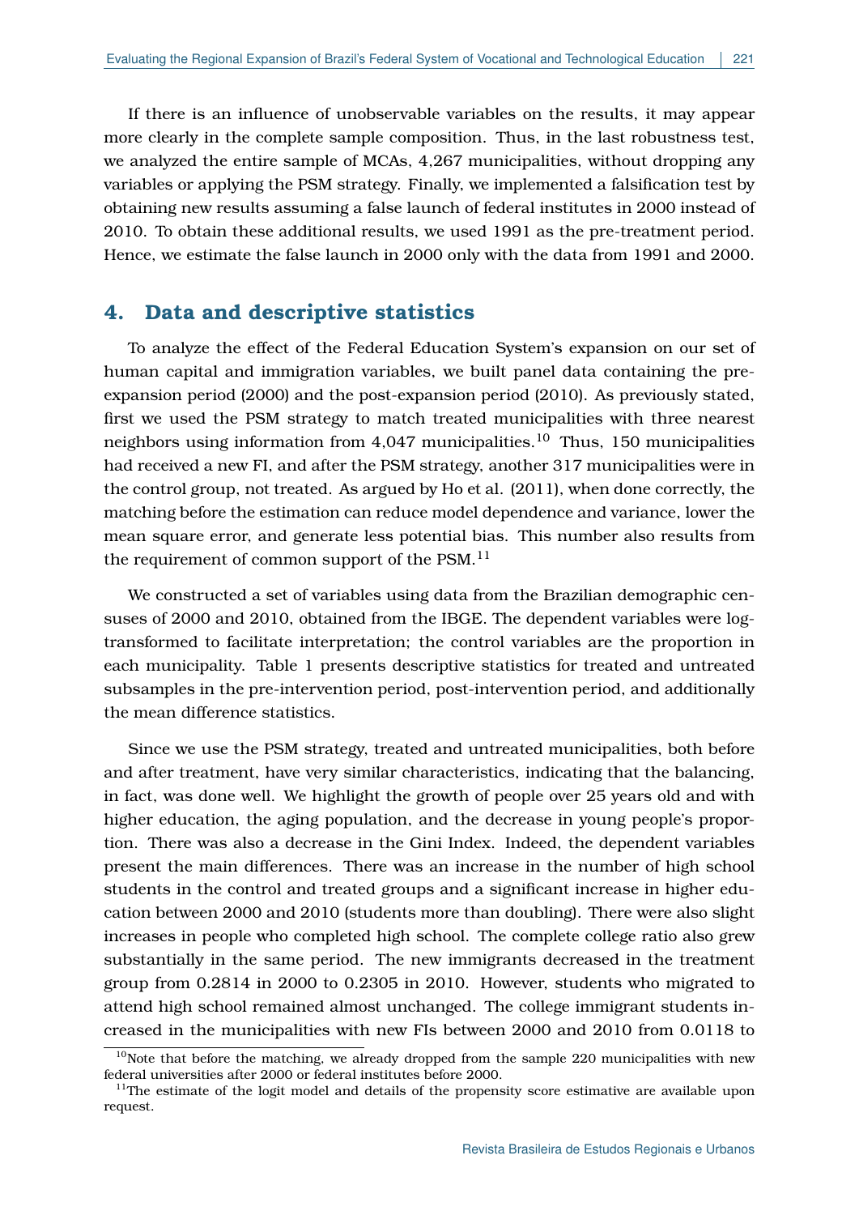If there is an influence of unobservable variables on the results, it may appear more clearly in the complete sample composition. Thus, in the last robustness test, we analyzed the entire sample of MCAs, 4,267 municipalities, without dropping any variables or applying the PSM strategy. Finally, we implemented a falsification test by obtaining new results assuming a false launch of federal institutes in 2000 instead of 2010. To obtain these additional results, we used 1991 as the pre-treatment period. Hence, we estimate the false launch in 2000 only with the data from 1991 and 2000.

## 4. Data and descriptive statistics

To analyze the effect of the Federal Education System's expansion on our set of human capital and immigration variables, we built panel data containing the pre-expansion period (2000) and the post-expansion period (2010). As previously stated, first we used the PSM strategy to match treated municipalities with three nearest neighbors using information from 4,047 municipalities.[10] Thus, 150 municipalities had received a new FI, and after the PSM strategy, another 317 municipalities were in the control group, not treated. As argued by Ho et al. (2011), when done correctly, the matching before the estimation can reduce model dependence and variance, lower the mean square error, and generate less potential bias. This number also results from the requirement of common support of the PSM.[11]

We constructed a set of variables using data from the Brazilian demographic censuses of 2000 and 2010, obtained from the IBGE. The dependent variables were log-transformed to facilitate interpretation; the control variables are the proportion in each municipality. Table 1 presents descriptive statistics for treated and untreated subsamples in the pre-intervention period, post-intervention period, and additionally the mean difference statistics.

Since we use the PSM strategy, treated and untreated municipalities, both before and after treatment, have very similar characteristics, indicating that the balancing, in fact, was done well. We highlight the growth of people over 25 years old and with higher education, the aging population, and the decrease in young people's proportion. There was also a decrease in the Gini Index. Indeed, the dependent variables present the main differences. There was an increase in the number of high school students in the control and treated groups and a significant increase in higher education between 2000 and 2010 (students more than doubling). There were also slight increases in people who completed high school. The complete college ratio also grew substantially in the same period. The new immigrants decreased in the treatment group from 0.2814 in 2000 to 0.2305 in 2010. However, students who migrated to attend high school remained almost unchanged. The college immigrant students increased in the municipalities with new FIs between 2000 and 2010 from 0.0118 to

[10]Note that before the matching, we already dropped from the sample 220 municipalities with new federal universities after 2000 or federal institutes before 2000.

[11]The estimate of the logit model and details of the propensity score estimative are available upon request.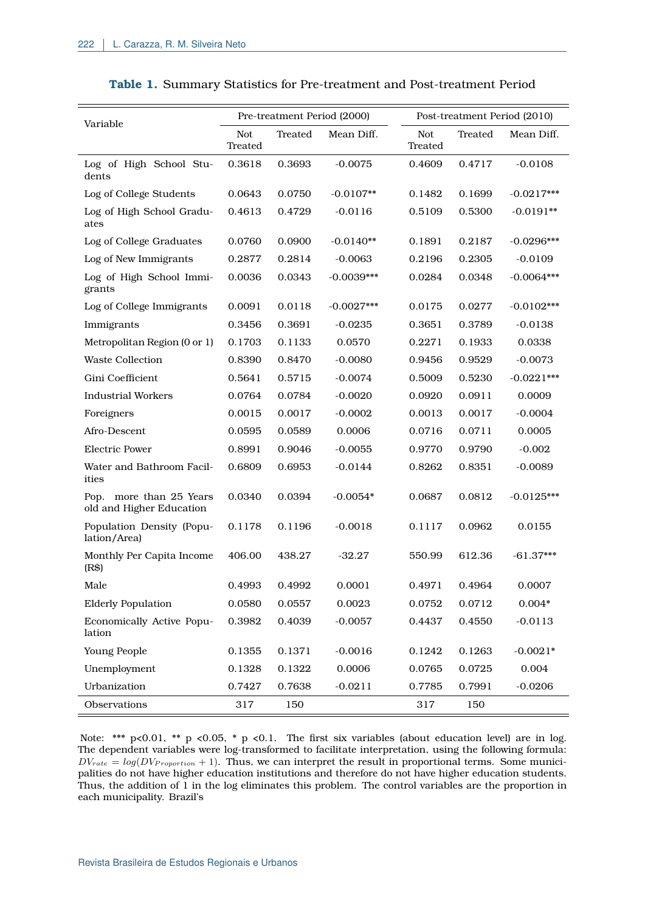**Table 1.** Summary Statistics for Pre-treatment and Post-treatment Period

| Variable | Pre-treatment Period (2000) | | | Post-treatment Period (2010) | | |
|---|---|---|---|---|---|---|
| | Not Treated | Treated | Mean Diff. | Not Treated | Treated | Mean Diff. |
| Log of High School Students | 0.3618 | 0.3693 | -0.0075 | 0.4609 | 0.4717 | -0.0108 |
| Log of College Students | 0.0643 | 0.0750 | -0.0107** | 0.1482 | 0.1699 | -0.0217*** |
| Log of High School Graduates | 0.4613 | 0.4729 | -0.0116 | 0.5109 | 0.5300 | -0.0191** |
| Log of College Graduates | 0.0760 | 0.0900 | -0.0140** | 0.1891 | 0.2187 | -0.0296*** |
| Log of New Immigrants | 0.2877 | 0.2814 | -0.0063 | 0.2196 | 0.2305 | -0.0109 |
| Log of High School Immigrants | 0.0036 | 0.0343 | -0.0039*** | 0.0284 | 0.0348 | -0.0064*** |
| Log of College Immigrants | 0.0091 | 0.0118 | -0.0027*** | 0.0175 | 0.0277 | -0.0102*** |
| Immigrants | 0.3456 | 0.3691 | -0.0235 | 0.3651 | 0.3789 | -0.0138 |
| Metropolitan Region (0 or 1) | 0.1703 | 0.1133 | 0.0570 | 0.2271 | 0.1933 | 0.0338 |
| Waste Collection | 0.8390 | 0.8470 | -0.0080 | 0.9456 | 0.9529 | -0.0073 |
| Gini Coefficient | 0.5641 | 0.5715 | -0.0074 | 0.5009 | 0.5230 | -0.0221*** |
| Industrial Workers | 0.0764 | 0.0784 | -0.0020 | 0.0920 | 0.0911 | 0.0009 |
| Foreigners | 0.0015 | 0.0017 | -0.0002 | 0.0013 | 0.0017 | -0.0004 |
| Afro-Descent | 0.0595 | 0.0589 | 0.0006 | 0.0716 | 0.0711 | 0.0005 |
| Electric Power | 0.8991 | 0.9046 | -0.0055 | 0.9770 | 0.9790 | -0.002 |
| Water and Bathroom Facilities | 0.6809 | 0.6953 | -0.0144 | 0.8262 | 0.8351 | -0.0089 |
| Pop. more than 25 Years old and Higher Education | 0.0340 | 0.0394 | -0.0054* | 0.0687 | 0.0812 | -0.0125*** |
| Population Density (Population/Area) | 0.1178 | 0.1196 | -0.0018 | 0.1117 | 0.0962 | 0.0155 |
| Monthly Per Capita Income (R$) | 406.00 | 438.27 | -32.27 | 550.99 | 612.36 | -61.37*** |
| Male | 0.4993 | 0.4992 | 0.0001 | 0.4971 | 0.4964 | 0.0007 |
| Elderly Population | 0.0580 | 0.0557 | 0.0023 | 0.0752 | 0.0712 | 0.004* |
| Economically Active Population | 0.3982 | 0.4039 | -0.0057 | 0.4437 | 0.4550 | -0.0113 |
| Young People | 0.1355 | 0.1371 | -0.0016 | 0.1242 | 0.1263 | -0.0021* |
| Unemployment | 0.1328 | 0.1322 | 0.0006 | 0.0765 | 0.0725 | 0.004 |
| Urbanization | 0.7427 | 0.7638 | -0.0211 | 0.7785 | 0.7991 | -0.0206 |
| Observations | 317 | 150 | | 317 | 150 | |

Note: *** p<0.01, ** p <0.05, * p <0.1. The first six variables (about education level) are in log. The dependent variables were log-transformed to facilitate interpretation, using the following formula: $DV_{rate} = log(DV_{Proportion} + 1)$. Thus, we can interpret the result in proportional terms. Some municipalities do not have higher education institutions and therefore do not have higher education students. Thus, the addition of 1 in the log eliminates this problem. The control variables are the proportion in each municipality. Brazil's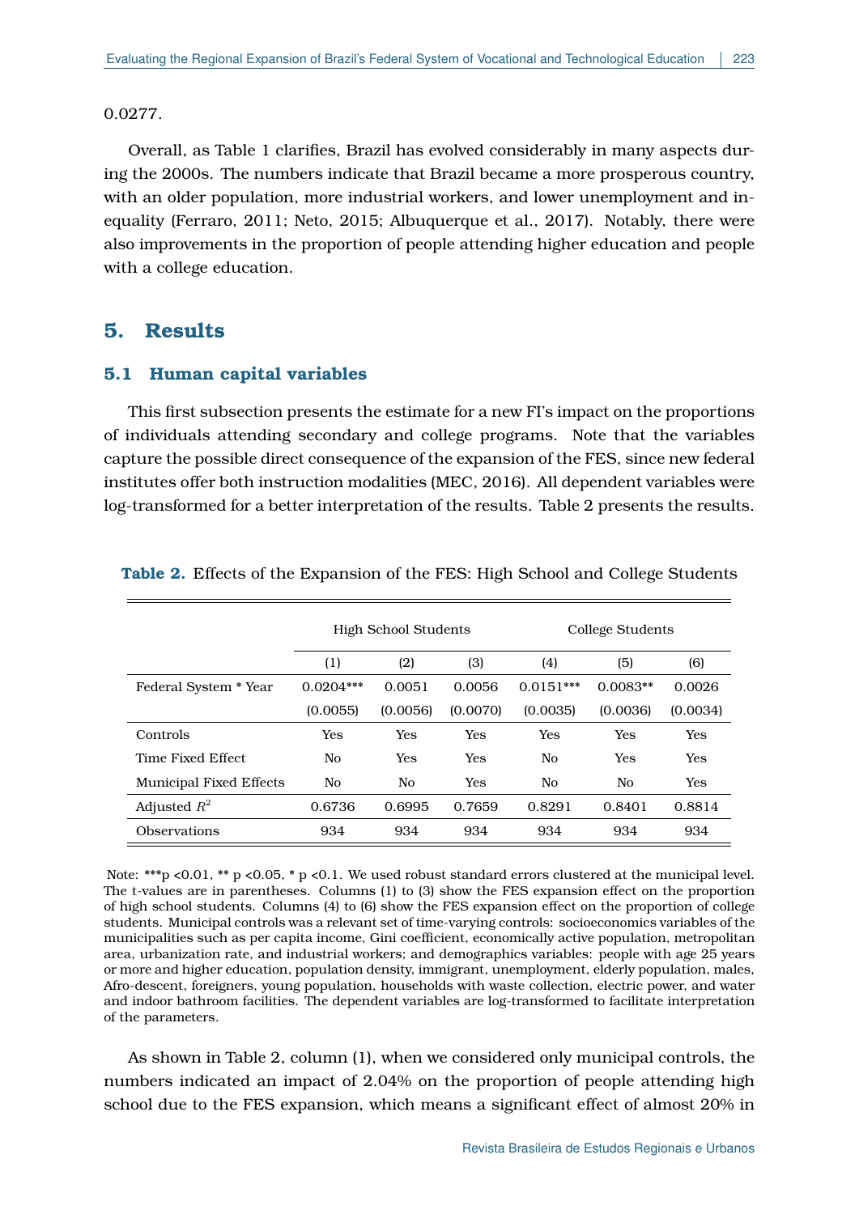0.0277.

Overall, as Table 1 clarifies, Brazil has evolved considerably in many aspects during the 2000s. The numbers indicate that Brazil became a more prosperous country, with an older population, more industrial workers, and lower unemployment and inequality (Ferraro, 2011; Neto, 2015; Albuquerque et al., 2017). Notably, there were also improvements in the proportion of people attending higher education and people with a college education.

## 5. Results

### 5.1 Human capital variables

This first subsection presents the estimate for a new FI's impact on the proportions of individuals attending secondary and college programs. Note that the variables capture the possible direct consequence of the expansion of the FES, since new federal institutes offer both instruction modalities (MEC, 2016). All dependent variables were log-transformed for a better interpretation of the results. Table 2 presents the results.

**Table 2.** Effects of the Expansion of the FES: High School and College Students

| | High School Students | | | College Students | | |
|---|---|---|---|---|---|---|
| | (1) | (2) | (3) | (4) | (5) | (6) |
| Federal System * Year | 0.0204*** | 0.0051 | 0.0056 | 0.0151*** | 0.0083** | 0.0026 |
| | (0.0055) | (0.0056) | (0.0070) | (0.0035) | (0.0036) | (0.0034) |
| Controls | Yes | Yes | Yes | Yes | Yes | Yes |
| Time Fixed Effect | No | Yes | Yes | No | Yes | Yes |
| Municipal Fixed Effects | No | No | Yes | No | No | Yes |
| Adjusted $R^2$ | 0.6736 | 0.6995 | 0.7659 | 0.8291 | 0.8401 | 0.8814 |
| Observations | 934 | 934 | 934 | 934 | 934 | 934 |

Note: ***p <0.01, ** p <0.05, * p <0.1. We used robust standard errors clustered at the municipal level. The t-values are in parentheses. Columns (1) to (3) show the FES expansion effect on the proportion of high school students. Columns (4) to (6) show the FES expansion effect on the proportion of college students. Municipal controls was a relevant set of time-varying controls: socioeconomics variables of the municipalities such as per capita income, Gini coefficient, economically active population, metropolitan area, urbanization rate, and industrial workers; and demographics variables: people with age 25 years or more and higher education, population density, immigrant, unemployment, elderly population, males, Afro-descent, foreigners, young population, households with waste collection, electric power, and water and indoor bathroom facilities. The dependent variables are log-transformed to facilitate interpretation of the parameters.

As shown in Table 2, column (1), when we considered only municipal controls, the numbers indicated an impact of 2.04% on the proportion of people attending high school due to the FES expansion, which means a significant effect of almost 20% in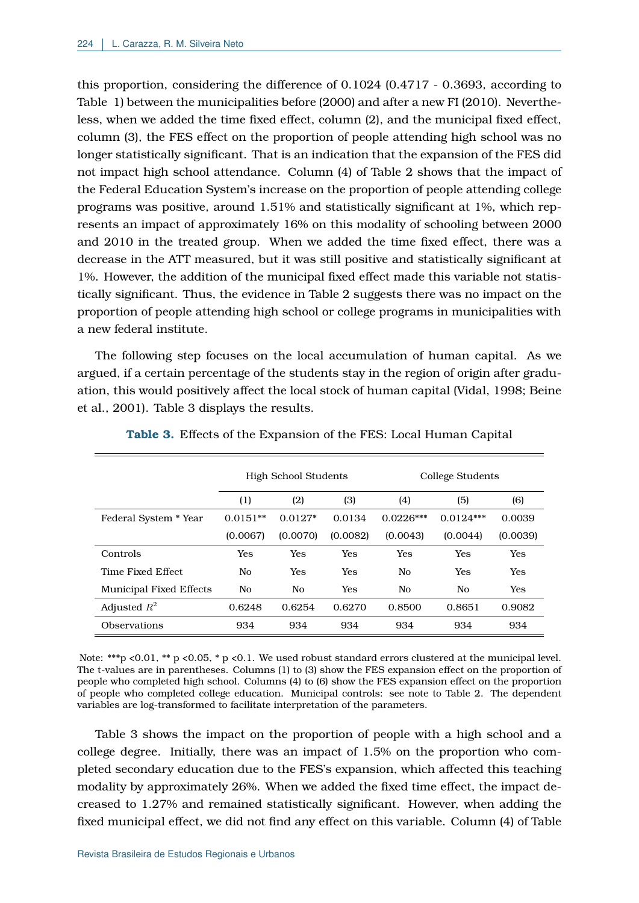this proportion, considering the difference of 0.1024 (0.4717 - 0.3693, according to Table 1) between the municipalities before (2000) and after a new FI (2010). Nevertheless, when we added the time fixed effect, column (2), and the municipal fixed effect, column (3), the FES effect on the proportion of people attending high school was no longer statistically significant. That is an indication that the expansion of the FES did not impact high school attendance. Column (4) of Table 2 shows that the impact of the Federal Education System's increase on the proportion of people attending college programs was positive, around 1.51% and statistically significant at 1%, which represents an impact of approximately 16% on this modality of schooling between 2000 and 2010 in the treated group. When we added the time fixed effect, there was a decrease in the ATT measured, but it was still positive and statistically significant at 1%. However, the addition of the municipal fixed effect made this variable not statistically significant. Thus, the evidence in Table 2 suggests there was no impact on the proportion of people attending high school or college programs in municipalities with a new federal institute.

The following step focuses on the local accumulation of human capital. As we argued, if a certain percentage of the students stay in the region of origin after graduation, this would positively affect the local stock of human capital (Vidal, 1998; Beine et al., 2001). Table 3 displays the results.

**Table 3.** Effects of the Expansion of the FES: Local Human Capital

| | High School Students | | | College Students | | |
|---|---|---|---|---|---|---|
| | (1) | (2) | (3) | (4) | (5) | (6) |
| Federal System * Year | 0.0151** | 0.0127* | 0.0134 | 0.0226*** | 0.0124*** | 0.0039 |
| | (0.0067) | (0.0070) | (0.0082) | (0.0043) | (0.0044) | (0.0039) |
| Controls | Yes | Yes | Yes | Yes | Yes | Yes |
| Time Fixed Effect | No | Yes | Yes | No | Yes | Yes |
| Municipal Fixed Effects | No | No | Yes | No | No | Yes |
| Adjusted $R^2$ | 0.6248 | 0.6254 | 0.6270 | 0.8500 | 0.8651 | 0.9082 |
| Observations | 934 | 934 | 934 | 934 | 934 | 934 |

Note: ***p <0.01, ** p <0.05, * p <0.1. We used robust standard errors clustered at the municipal level. The t-values are in parentheses. Columns (1) to (3) show the FES expansion effect on the proportion of people who completed high school. Columns (4) to (6) show the FES expansion effect on the proportion of people who completed college education. Municipal controls: see note to Table 2. The dependent variables are log-transformed to facilitate interpretation of the parameters.

Table 3 shows the impact on the proportion of people with a high school and a college degree. Initially, there was an impact of 1.5% on the proportion who completed secondary education due to the FES's expansion, which affected this teaching modality by approximately 26%. When we added the fixed time effect, the impact decreased to 1.27% and remained statistically significant. However, when adding the fixed municipal effect, we did not find any effect on this variable. Column (4) of Table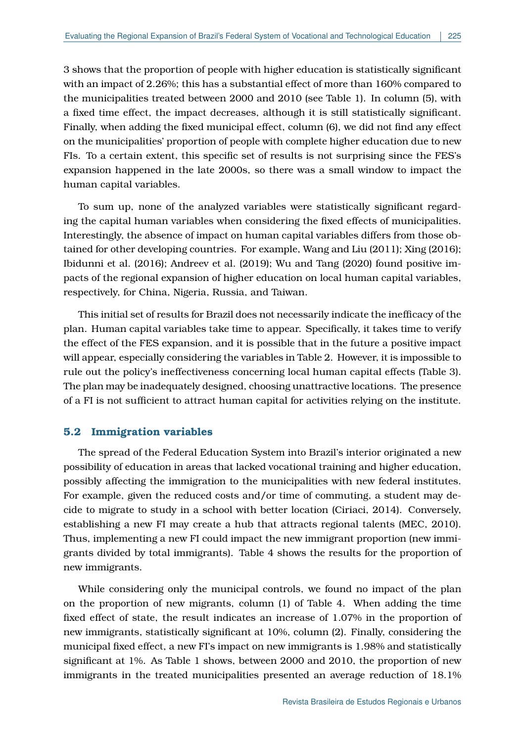3 shows that the proportion of people with higher education is statistically significant with an impact of 2.26%; this has a substantial effect of more than 160% compared to the municipalities treated between 2000 and 2010 (see Table 1). In column (5), with a fixed time effect, the impact decreases, although it is still statistically significant. Finally, when adding the fixed municipal effect, column (6), we did not find any effect on the municipalities' proportion of people with complete higher education due to new FIs. To a certain extent, this specific set of results is not surprising since the FES's expansion happened in the late 2000s, so there was a small window to impact the human capital variables.

To sum up, none of the analyzed variables were statistically significant regarding the capital human variables when considering the fixed effects of municipalities. Interestingly, the absence of impact on human capital variables differs from those obtained for other developing countries. For example, Wang and Liu (2011); Xing (2016); Ibidunni et al. (2016); Andreev et al. (2019); Wu and Tang (2020) found positive impacts of the regional expansion of higher education on local human capital variables, respectively, for China, Nigeria, Russia, and Taiwan.

This initial set of results for Brazil does not necessarily indicate the inefficacy of the plan. Human capital variables take time to appear. Specifically, it takes time to verify the effect of the FES expansion, and it is possible that in the future a positive impact will appear, especially considering the variables in Table 2. However, it is impossible to rule out the policy's ineffectiveness concerning local human capital effects (Table 3). The plan may be inadequately designed, choosing unattractive locations. The presence of a FI is not sufficient to attract human capital for activities relying on the institute.

## 5.2 Immigration variables

The spread of the Federal Education System into Brazil's interior originated a new possibility of education in areas that lacked vocational training and higher education, possibly affecting the immigration to the municipalities with new federal institutes. For example, given the reduced costs and/or time of commuting, a student may decide to migrate to study in a school with better location (Ciriaci, 2014). Conversely, establishing a new FI may create a hub that attracts regional talents (MEC, 2010). Thus, implementing a new FI could impact the new immigrant proportion (new immigrants divided by total immigrants). Table 4 shows the results for the proportion of new immigrants.

While considering only the municipal controls, we found no impact of the plan on the proportion of new migrants, column (1) of Table 4. When adding the time fixed effect of state, the result indicates an increase of 1.07% in the proportion of new immigrants, statistically significant at 10%, column (2). Finally, considering the municipal fixed effect, a new FI's impact on new immigrants is 1.98% and statistically significant at 1%. As Table 1 shows, between 2000 and 2010, the proportion of new immigrants in the treated municipalities presented an average reduction of 18.1%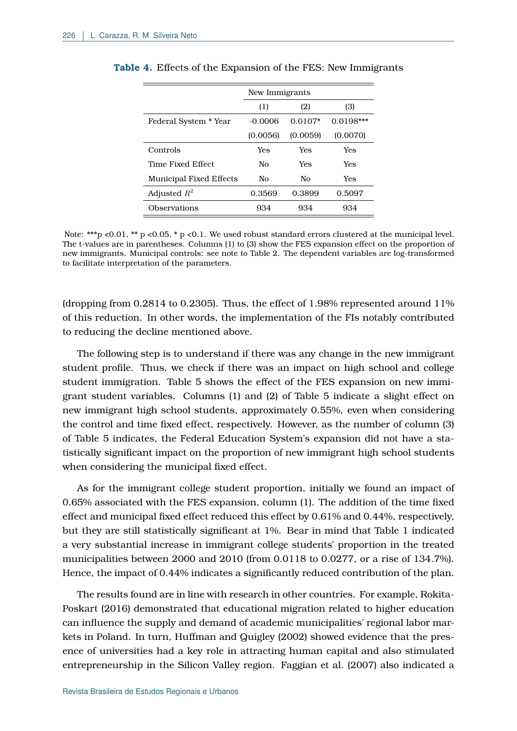**Table 4.** Effects of the Expansion of the FES: New Immigrants

| | New Immigrants | | |
|---|---|---|---|
| | (1) | (2) | (3) |
| Federal System * Year | -0.0006 | 0.0107* | 0.0198*** |
| | (0.0056) | (0.0059) | (0.0070) |
| Controls | Yes | Yes | Yes |
| Time Fixed Effect | No | Yes | Yes |
| Municipal Fixed Effects | No | No | Yes |
| Adjusted $R^2$ | 0.3569 | 0.3899 | 0.5097 |
| Observations | 934 | 934 | 934 |

Note: ***p <0.01, ** p <0.05, * p <0.1. We used robust standard errors clustered at the municipal level. The t-values are in parentheses. Columns (1) to (3) show the FES expansion effect on the proportion of new immigrants. Municipal controls: see note to Table 2. The dependent variables are log-transformed to facilitate interpretation of the parameters.

(dropping from 0.2814 to 0.2305). Thus, the effect of 1.98% represented around 11% of this reduction. In other words, the implementation of the FIs notably contributed to reducing the decline mentioned above.

The following step is to understand if there was any change in the new immigrant student profile. Thus, we check if there was an impact on high school and college student immigration. Table 5 shows the effect of the FES expansion on new immigrant student variables. Columns (1) and (2) of Table 5 indicate a slight effect on new immigrant high school students, approximately 0.55%, even when considering the control and time fixed effect, respectively. However, as the number of column (3) of Table 5 indicates, the Federal Education System's expansion did not have a statistically significant impact on the proportion of new immigrant high school students when considering the municipal fixed effect.

As for the immigrant college student proportion, initially we found an impact of 0.65% associated with the FES expansion, column (1). The addition of the time fixed effect and municipal fixed effect reduced this effect by 0.61% and 0.44%, respectively, but they are still statistically significant at 1%. Bear in mind that Table 1 indicated a very substantial increase in immigrant college students' proportion in the treated municipalities between 2000 and 2010 (from 0.0118 to 0.0277, or a rise of 134.7%). Hence, the impact of 0.44% indicates a significantly reduced contribution of the plan.

The results found are in line with research in other countries. For example, Rokita-Poskart (2016) demonstrated that educational migration related to higher education can influence the supply and demand of academic municipalities' regional labor markets in Poland. In turn, Huffman and Quigley (2002) showed evidence that the presence of universities had a key role in attracting human capital and also stimulated entrepreneurship in the Silicon Valley region. Faggian et al. (2007) also indicated a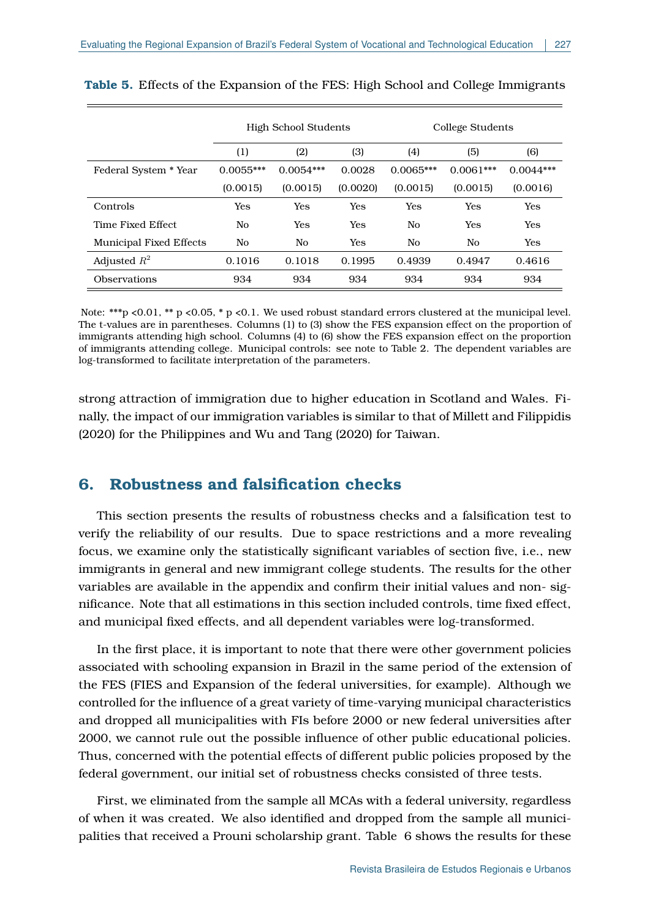**Table 5.** Effects of the Expansion of the FES: High School and College Immigrants

| | High School Students | | | College Students | | |
|---|---|---|---|---|---|---|
| | (1) | (2) | (3) | (4) | (5) | (6) |
| Federal System * Year | 0.0055*** | 0.0054*** | 0.0028 | 0.0065*** | 0.0061*** | 0.0044*** |
| | (0.0015) | (0.0015) | (0.0020) | (0.0015) | (0.0015) | (0.0016) |
| Controls | Yes | Yes | Yes | Yes | Yes | Yes |
| Time Fixed Effect | No | Yes | Yes | No | Yes | Yes |
| Municipal Fixed Effects | No | No | Yes | No | No | Yes |
| Adjusted $R^2$ | 0.1016 | 0.1018 | 0.1995 | 0.4939 | 0.4947 | 0.4616 |
| Observations | 934 | 934 | 934 | 934 | 934 | 934 |

Note: ***p <0.01, ** p <0.05, * p <0.1. We used robust standard errors clustered at the municipal level. The t-values are in parentheses. Columns (1) to (3) show the FES expansion effect on the proportion of immigrants attending high school. Columns (4) to (6) show the FES expansion effect on the proportion of immigrants attending college. Municipal controls: see note to Table 2. The dependent variables are log-transformed to facilitate interpretation of the parameters.

strong attraction of immigration due to higher education in Scotland and Wales. Finally, the impact of our immigration variables is similar to that of Millett and Filippidis (2020) for the Philippines and Wu and Tang (2020) for Taiwan.

## 6. Robustness and falsification checks

This section presents the results of robustness checks and a falsification test to verify the reliability of our results. Due to space restrictions and a more revealing focus, we examine only the statistically significant variables of section five, i.e., new immigrants in general and new immigrant college students. The results for the other variables are available in the appendix and confirm their initial values and non- significance. Note that all estimations in this section included controls, time fixed effect, and municipal fixed effects, and all dependent variables were log-transformed.

In the first place, it is important to note that there were other government policies associated with schooling expansion in Brazil in the same period of the extension of the FES (FIES and Expansion of the federal universities, for example). Although we controlled for the influence of a great variety of time-varying municipal characteristics and dropped all municipalities with FIs before 2000 or new federal universities after 2000, we cannot rule out the possible influence of other public educational policies. Thus, concerned with the potential effects of different public policies proposed by the federal government, our initial set of robustness checks consisted of three tests.

First, we eliminated from the sample all MCAs with a federal university, regardless of when it was created. We also identified and dropped from the sample all municipalities that received a Prouni scholarship grant. Table 6 shows the results for these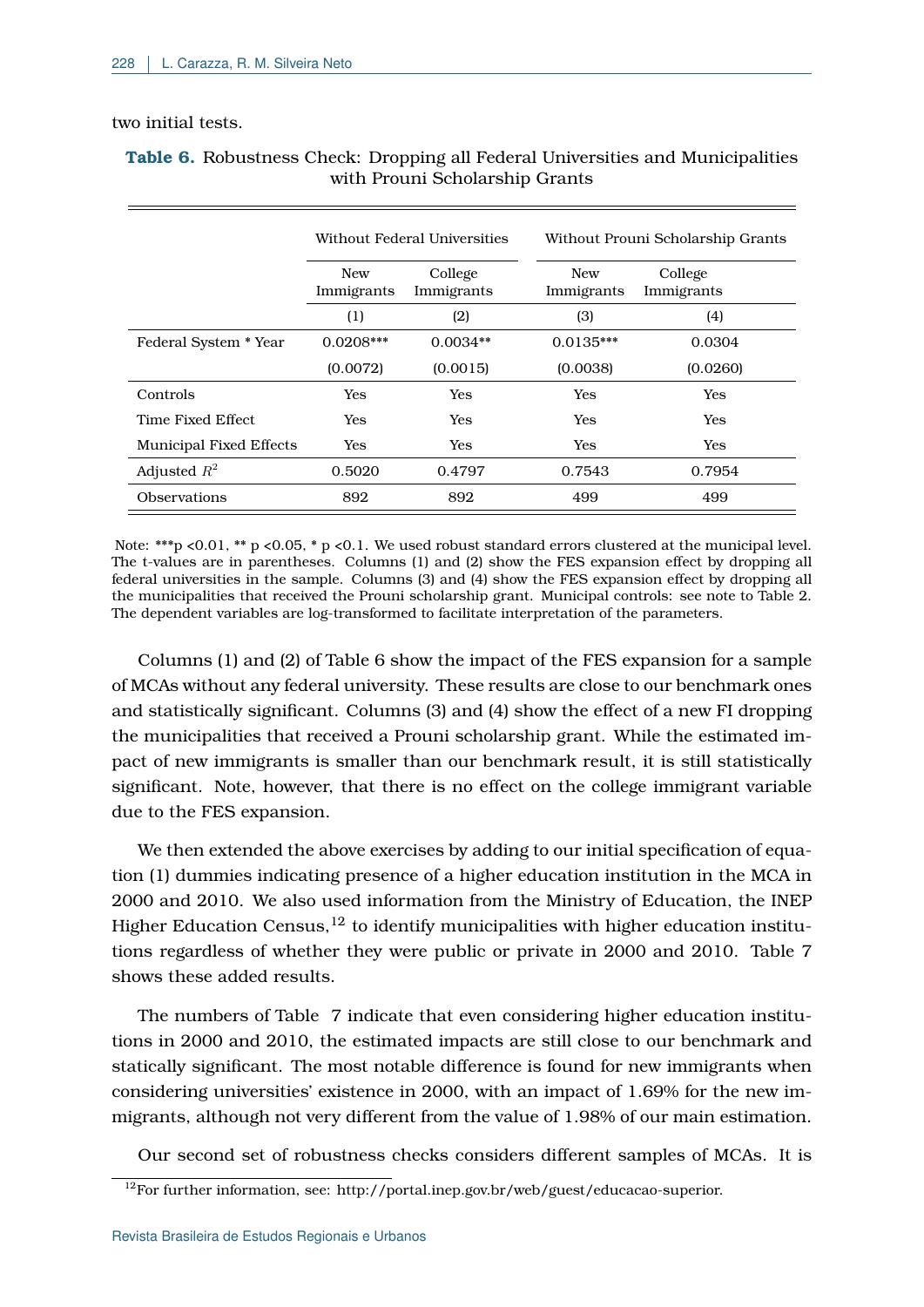two initial tests.

**Table 6.** Robustness Check: Dropping all Federal Universities and Municipalities with Prouni Scholarship Grants

| | Without Federal Universities | | Without Prouni Scholarship Grants | |
|---|---|---|---|---|
| | New Immigrants | College Immigrants | New Immigrants | College Immigrants |
| | (1) | (2) | (3) | (4) |
| Federal System * Year | 0.0208*** | 0.0034** | 0.0135*** | 0.0304 |
| | (0.0072) | (0.0015) | (0.0038) | (0.0260) |
| Controls | Yes | Yes | Yes | Yes |
| Time Fixed Effect | Yes | Yes | Yes | Yes |
| Municipal Fixed Effects | Yes | Yes | Yes | Yes |
| Adjusted $R^2$ | 0.5020 | 0.4797 | 0.7543 | 0.7954 |
| Observations | 892 | 892 | 499 | 499 |

Note: ***p <0.01, ** p <0.05, * p <0.1. We used robust standard errors clustered at the municipal level. The t-values are in parentheses. Columns (1) and (2) show the FES expansion effect by dropping all federal universities in the sample. Columns (3) and (4) show the FES expansion effect by dropping all the municipalities that received the Prouni scholarship grant. Municipal controls: see note to Table 2. The dependent variables are log-transformed to facilitate interpretation of the parameters.

Columns (1) and (2) of Table 6 show the impact of the FES expansion for a sample of MCAs without any federal university. These results are close to our benchmark ones and statistically significant. Columns (3) and (4) show the effect of a new FI dropping the municipalities that received a Prouni scholarship grant. While the estimated impact of new immigrants is smaller than our benchmark result, it is still statistically significant. Note, however, that there is no effect on the college immigrant variable due to the FES expansion.

We then extended the above exercises by adding to our initial specification of equation (1) dummies indicating presence of a higher education institution in the MCA in 2000 and 2010. We also used information from the Ministry of Education, the INEP Higher Education Census,[12] to identify municipalities with higher education institutions regardless of whether they were public or private in 2000 and 2010. Table 7 shows these added results.

The numbers of Table 7 indicate that even considering higher education institutions in 2000 and 2010, the estimated impacts are still close to our benchmark and statically significant. The most notable difference is found for new immigrants when considering universities' existence in 2000, with an impact of 1.69% for the new immigrants, although not very different from the value of 1.98% of our main estimation.

Our second set of robustness checks considers different samples of MCAs. It is

[12]For further information, see: http://portal.inep.gov.br/web/guest/educacao-superior.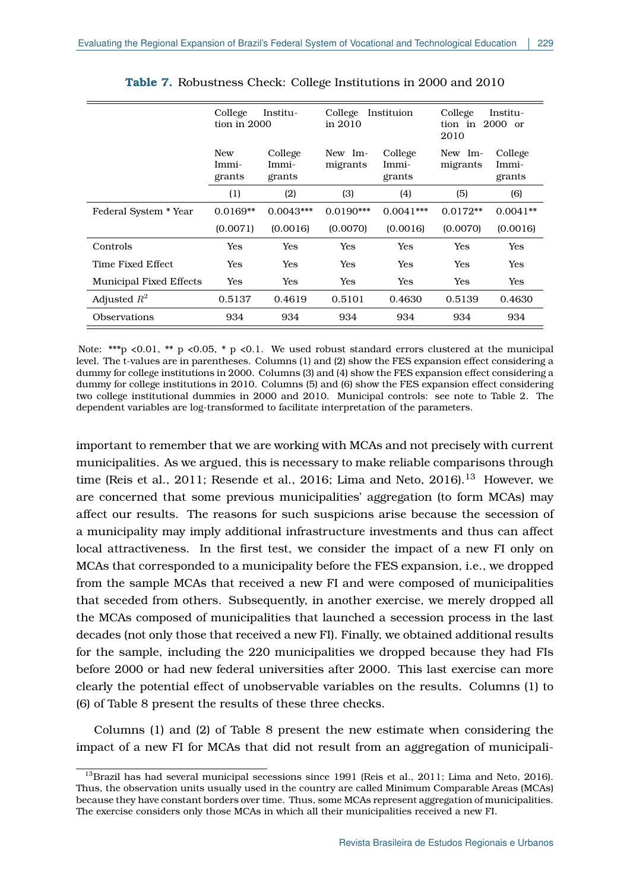**Table 7.** Robustness Check: College Institutions in 2000 and 2010

| | College Institution in 2000 | | College Instituion in 2010 | | College Institution in 2000 or 2010 | |
|---|---|---|---|---|---|---|
| | New Immigrants | College Immigrants | New Immigrants | College Immigrants | New Immigrants | College Immigrants |
| | (1) | (2) | (3) | (4) | (5) | (6) |
| Federal System * Year | 0.0169** | 0.0043*** | 0.0190*** | 0.0041*** | 0.0172** | 0.0041** |
| | (0.0071) | (0.0016) | (0.0070) | (0.0016) | (0.0070) | (0.0016) |
| Controls | Yes | Yes | Yes | Yes | Yes | Yes |
| Time Fixed Effect | Yes | Yes | Yes | Yes | Yes | Yes |
| Municipal Fixed Effects | Yes | Yes | Yes | Yes | Yes | Yes |
| Adjusted $R^2$ | 0.5137 | 0.4619 | 0.5101 | 0.4630 | 0.5139 | 0.4630 |
| Observations | 934 | 934 | 934 | 934 | 934 | 934 |

Note: ***p <0.01, ** p <0.05, * p <0.1. We used robust standard errors clustered at the municipal level. The t-values are in parentheses. Columns (1) and (2) show the FES expansion effect considering a dummy for college institutions in 2000. Columns (3) and (4) show the FES expansion effect considering a dummy for college institutions in 2010. Columns (5) and (6) show the FES expansion effect considering two college institutional dummies in 2000 and 2010. Municipal controls: see note to Table 2. The dependent variables are log-transformed to facilitate interpretation of the parameters.

important to remember that we are working with MCAs and not precisely with current municipalities. As we argued, this is necessary to make reliable comparisons through time (Reis et al., 2011; Resende et al., 2016; Lima and Neto, 2016).[13] However, we are concerned that some previous municipalities' aggregation (to form MCAs) may affect our results. The reasons for such suspicions arise because the secession of a municipality may imply additional infrastructure investments and thus can affect local attractiveness. In the first test, we consider the impact of a new FI only on MCAs that corresponded to a municipality before the FES expansion, i.e., we dropped from the sample MCAs that received a new FI and were composed of municipalities that seceded from others. Subsequently, in another exercise, we merely dropped all the MCAs composed of municipalities that launched a secession process in the last decades (not only those that received a new FI). Finally, we obtained additional results for the sample, including the 220 municipalities we dropped because they had FIs before 2000 or had new federal universities after 2000. This last exercise can more clearly the potential effect of unobservable variables on the results. Columns (1) to (6) of Table 8 present the results of these three checks.

Columns (1) and (2) of Table 8 present the new estimate when considering the impact of a new FI for MCAs that did not result from an aggregation of municipali-

[13] Brazil has had several municipal secessions since 1991 (Reis et al., 2011; Lima and Neto, 2016). Thus, the observation units usually used in the country are called Minimum Comparable Areas (MCAs) because they have constant borders over time. Thus, some MCAs represent aggregation of municipalities. The exercise considers only those MCAs in which all their municipalities received a new FI.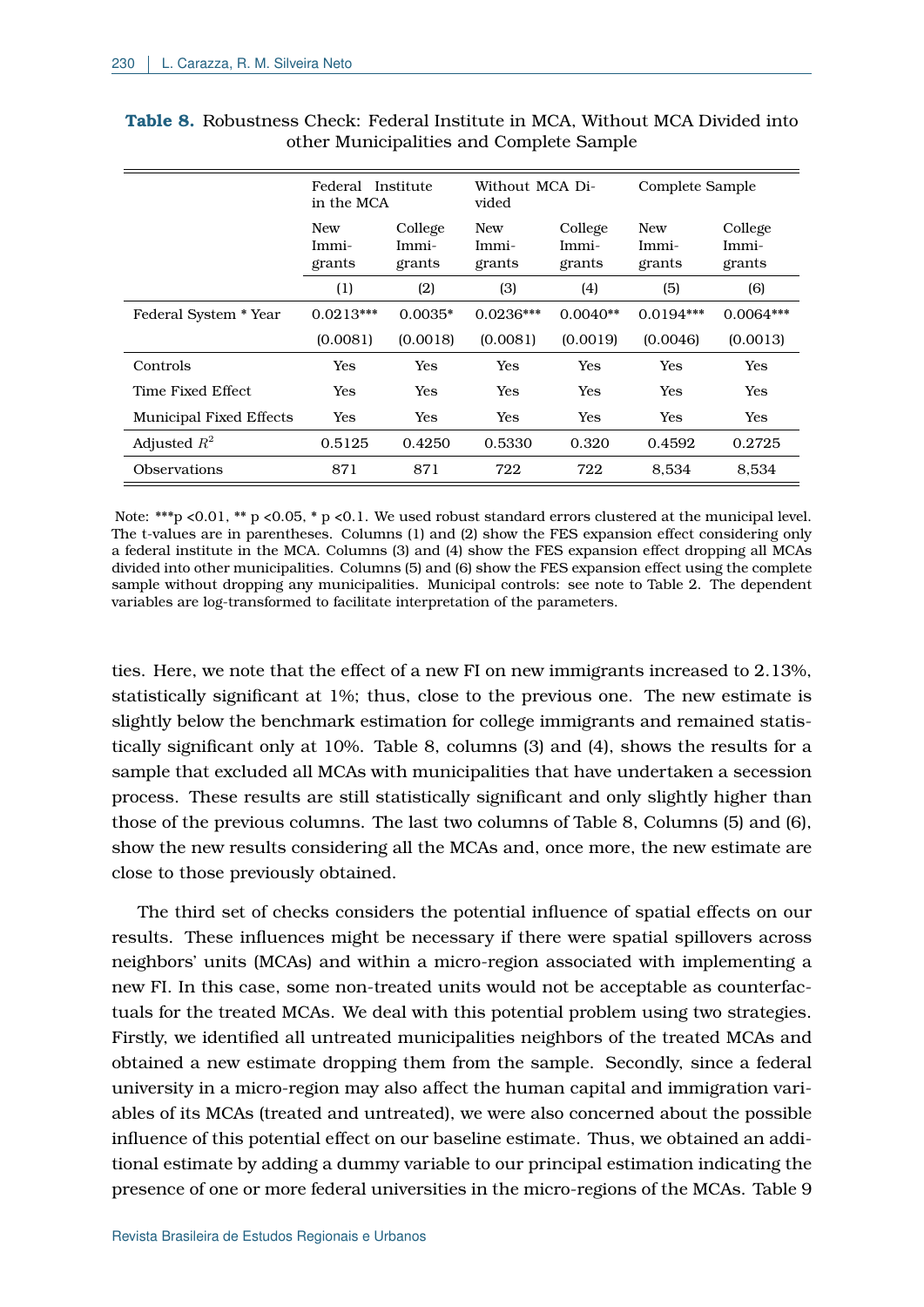**Table 8.** Robustness Check: Federal Institute in MCA, Without MCA Divided into other Municipalities and Complete Sample

| | Federal Institute in the MCA | | Without MCA Divided | | Complete Sample | |
|---|---|---|---|---|---|---|
| | New Immigrants | College Immigrants | New Immigrants | College Immigrants | New Immigrants | College Immigrants |
| | (1) | (2) | (3) | (4) | (5) | (6) |
| Federal System * Year | 0.0213*** | 0.0035* | 0.0236*** | 0.0040** | 0.0194*** | 0.0064*** |
| | (0.0081) | (0.0018) | (0.0081) | (0.0019) | (0.0046) | (0.0013) |
| Controls | Yes | Yes | Yes | Yes | Yes | Yes |
| Time Fixed Effect | Yes | Yes | Yes | Yes | Yes | Yes |
| Municipal Fixed Effects | Yes | Yes | Yes | Yes | Yes | Yes |
| Adjusted $R^2$ | 0.5125 | 0.4250 | 0.5330 | 0.320 | 0.4592 | 0.2725 |
| Observations | 871 | 871 | 722 | 722 | 8,534 | 8,534 |

Note: ***p <0.01, ** p <0.05, * p <0.1. We used robust standard errors clustered at the municipal level. The t-values are in parentheses. Columns (1) and (2) show the FES expansion effect considering only a federal institute in the MCA. Columns (3) and (4) show the FES expansion effect dropping all MCAs divided into other municipalities. Columns (5) and (6) show the FES expansion effect using the complete sample without dropping any municipalities. Municipal controls: see note to Table 2. The dependent variables are log-transformed to facilitate interpretation of the parameters.

ties. Here, we note that the effect of a new FI on new immigrants increased to 2.13%, statistically significant at 1%; thus, close to the previous one. The new estimate is slightly below the benchmark estimation for college immigrants and remained statistically significant only at 10%. Table 8, columns (3) and (4), shows the results for a sample that excluded all MCAs with municipalities that have undertaken a secession process. These results are still statistically significant and only slightly higher than those of the previous columns. The last two columns of Table 8, Columns (5) and (6), show the new results considering all the MCAs and, once more, the new estimate are close to those previously obtained.

The third set of checks considers the potential influence of spatial effects on our results. These influences might be necessary if there were spatial spillovers across neighbors' units (MCAs) and within a micro-region associated with implementing a new FI. In this case, some non-treated units would not be acceptable as counterfactuals for the treated MCAs. We deal with this potential problem using two strategies. Firstly, we identified all untreated municipalities neighbors of the treated MCAs and obtained a new estimate dropping them from the sample. Secondly, since a federal university in a micro-region may also affect the human capital and immigration variables of its MCAs (treated and untreated), we were also concerned about the possible influence of this potential effect on our baseline estimate. Thus, we obtained an additional estimate by adding a dummy variable to our principal estimation indicating the presence of one or more federal universities in the micro-regions of the MCAs. Table 9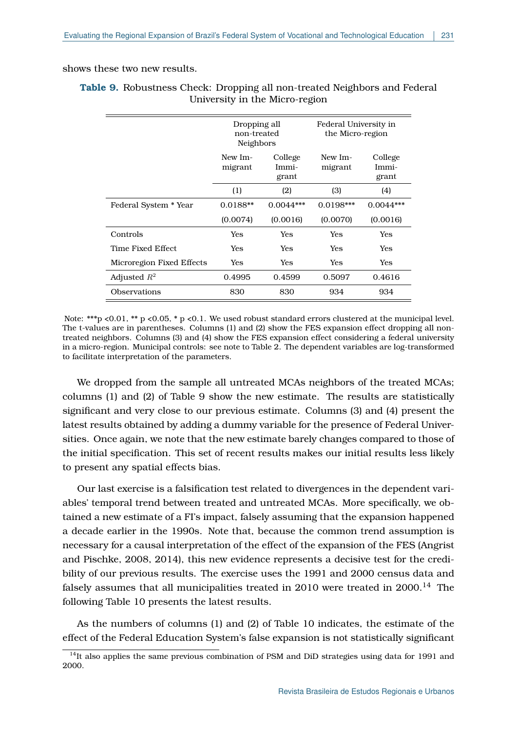shows these two new results.

**Table 9.** Robustness Check: Dropping all non-treated Neighbors and Federal University in the Micro-region

| | Dropping all non-treated Neighbors | | Federal University in the Micro-region | |
|---|---|---|---|---|
| | New Immigrant | College Immigrant | New Immigrant | College Immigrant |
| | (1) | (2) | (3) | (4) |
| Federal System * Year | 0.0188** | 0.0044*** | 0.0198*** | 0.0044*** |
| | (0.0074) | (0.0016) | (0.0070) | (0.0016) |
| Controls | Yes | Yes | Yes | Yes |
| Time Fixed Effect | Yes | Yes | Yes | Yes |
| Microregion Fixed Effects | Yes | Yes | Yes | Yes |
| Adjusted $R^2$ | 0.4995 | 0.4599 | 0.5097 | 0.4616 |
| Observations | 830 | 830 | 934 | 934 |

Note: ***p <0.01, ** p <0.05, * p <0.1. We used robust standard errors clustered at the municipal level. The t-values are in parentheses. Columns (1) and (2) show the FES expansion effect dropping all non-treated neighbors. Columns (3) and (4) show the FES expansion effect considering a federal university in a micro-region. Municipal controls: see note to Table 2. The dependent variables are log-transformed to facilitate interpretation of the parameters.

We dropped from the sample all untreated MCAs neighbors of the treated MCAs; columns (1) and (2) of Table 9 show the new estimate. The results are statistically significant and very close to our previous estimate. Columns (3) and (4) present the latest results obtained by adding a dummy variable for the presence of Federal Universities. Once again, we note that the new estimate barely changes compared to those of the initial specification. This set of recent results makes our initial results less likely to present any spatial effects bias.

Our last exercise is a falsification test related to divergences in the dependent variables' temporal trend between treated and untreated MCAs. More specifically, we obtained a new estimate of a FI's impact, falsely assuming that the expansion happened a decade earlier in the 1990s. Note that, because the common trend assumption is necessary for a causal interpretation of the effect of the expansion of the FES (Angrist and Pischke, 2008, 2014), this new evidence represents a decisive test for the credibility of our previous results. The exercise uses the 1991 and 2000 census data and falsely assumes that all municipalities treated in 2010 were treated in 2000.[14] The following Table 10 presents the latest results.

As the numbers of columns (1) and (2) of Table 10 indicates, the estimate of the effect of the Federal Education System's false expansion is not statistically significant

[14]It also applies the same previous combination of PSM and DiD strategies using data for 1991 and 2000.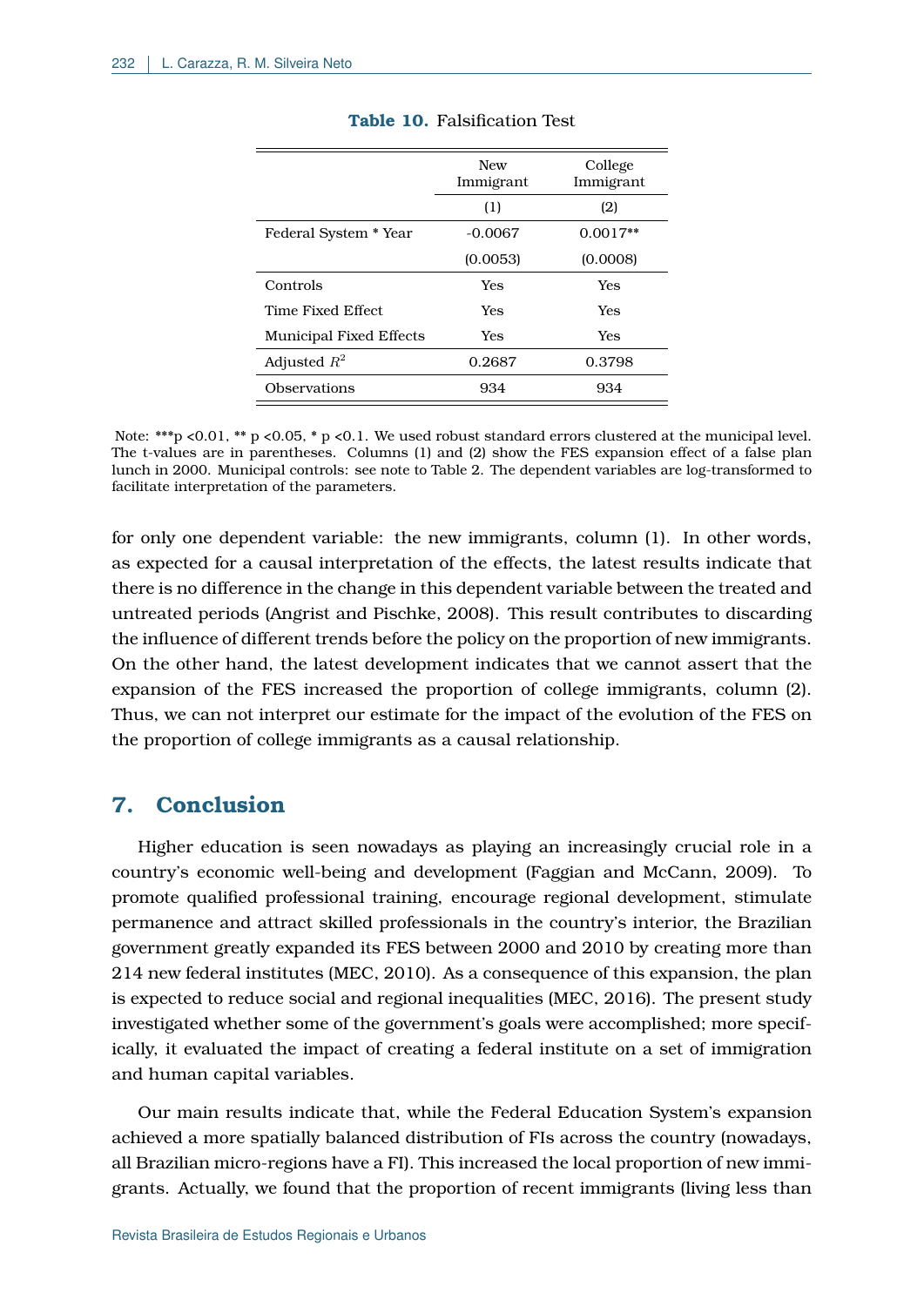**Table 10.** Falsification Test

| | New Immigrant | College Immigrant |
|---|---|---|
| | (1) | (2) |
| Federal System * Year | -0.0067 | 0.0017** |
| | (0.0053) | (0.0008) |
| Controls | Yes | Yes |
| Time Fixed Effect | Yes | Yes |
| Municipal Fixed Effects | Yes | Yes |
| Adjusted $R^2$ | 0.2687 | 0.3798 |
| Observations | 934 | 934 |

Note: ***p <0.01, ** p <0.05, * p <0.1. We used robust standard errors clustered at the municipal level. The t-values are in parentheses. Columns (1) and (2) show the FES expansion effect of a false plan lunch in 2000. Municipal controls: see note to Table 2. The dependent variables are log-transformed to facilitate interpretation of the parameters.

for only one dependent variable: the new immigrants, column (1). In other words, as expected for a causal interpretation of the effects, the latest results indicate that there is no difference in the change in this dependent variable between the treated and untreated periods (Angrist and Pischke, 2008). This result contributes to discarding the influence of different trends before the policy on the proportion of new immigrants. On the other hand, the latest development indicates that we cannot assert that the expansion of the FES increased the proportion of college immigrants, column (2). Thus, we can not interpret our estimate for the impact of the evolution of the FES on the proportion of college immigrants as a causal relationship.

## 7. Conclusion

Higher education is seen nowadays as playing an increasingly crucial role in a country's economic well-being and development (Faggian and McCann, 2009). To promote qualified professional training, encourage regional development, stimulate permanence and attract skilled professionals in the country's interior, the Brazilian government greatly expanded its FES between 2000 and 2010 by creating more than 214 new federal institutes (MEC, 2010). As a consequence of this expansion, the plan is expected to reduce social and regional inequalities (MEC, 2016). The present study investigated whether some of the government's goals were accomplished; more specifically, it evaluated the impact of creating a federal institute on a set of immigration and human capital variables.

Our main results indicate that, while the Federal Education System's expansion achieved a more spatially balanced distribution of FIs across the country (nowadays, all Brazilian micro-regions have a FI). This increased the local proportion of new immigrants. Actually, we found that the proportion of recent immigrants (living less than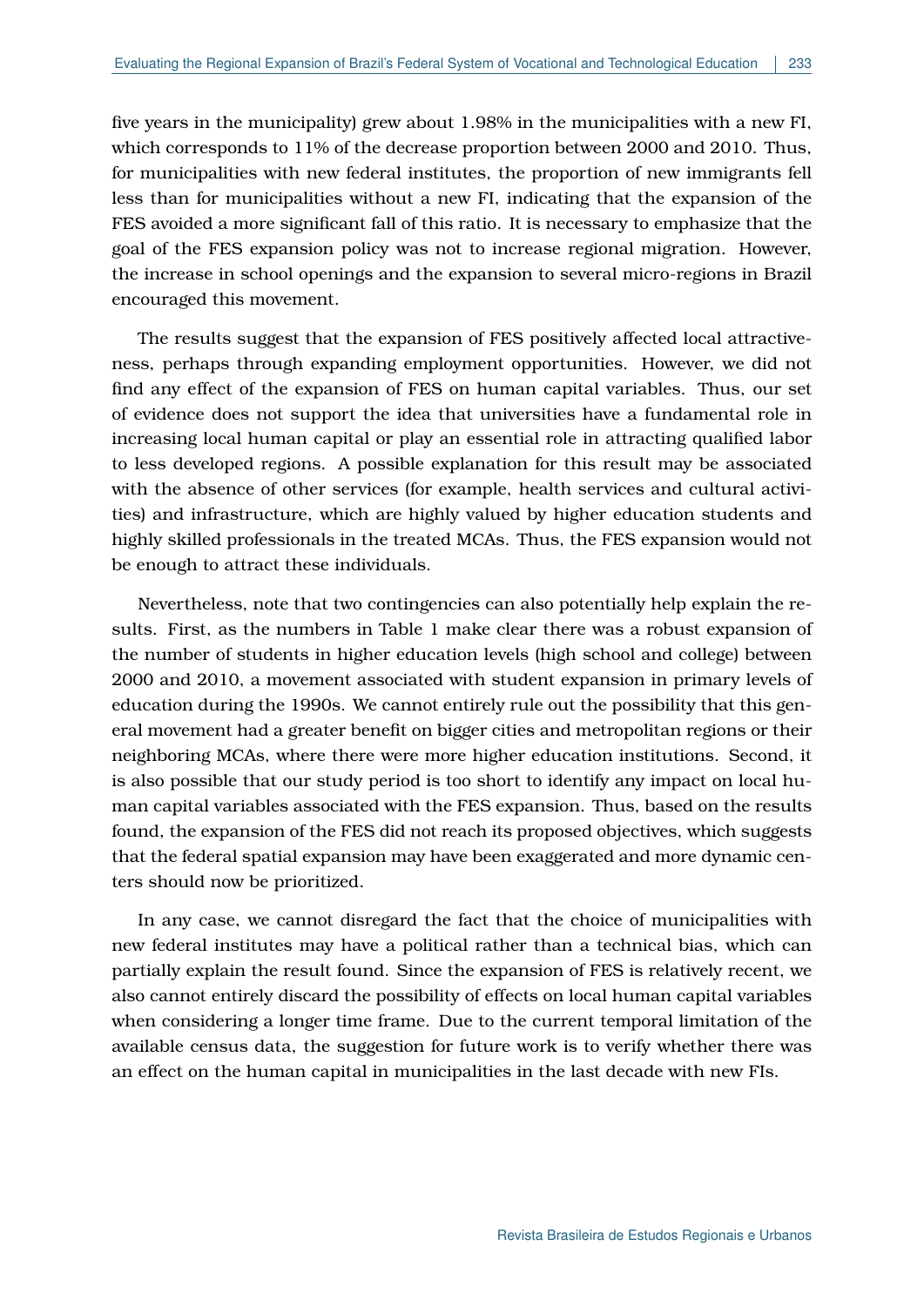five years in the municipality) grew about 1.98% in the municipalities with a new FI, which corresponds to 11% of the decrease proportion between 2000 and 2010. Thus, for municipalities with new federal institutes, the proportion of new immigrants fell less than for municipalities without a new FI, indicating that the expansion of the FES avoided a more significant fall of this ratio. It is necessary to emphasize that the goal of the FES expansion policy was not to increase regional migration. However, the increase in school openings and the expansion to several micro-regions in Brazil encouraged this movement.

The results suggest that the expansion of FES positively affected local attractiveness, perhaps through expanding employment opportunities. However, we did not find any effect of the expansion of FES on human capital variables. Thus, our set of evidence does not support the idea that universities have a fundamental role in increasing local human capital or play an essential role in attracting qualified labor to less developed regions. A possible explanation for this result may be associated with the absence of other services (for example, health services and cultural activities) and infrastructure, which are highly valued by higher education students and highly skilled professionals in the treated MCAs. Thus, the FES expansion would not be enough to attract these individuals.

Nevertheless, note that two contingencies can also potentially help explain the results. First, as the numbers in Table 1 make clear there was a robust expansion of the number of students in higher education levels (high school and college) between 2000 and 2010, a movement associated with student expansion in primary levels of education during the 1990s. We cannot entirely rule out the possibility that this general movement had a greater benefit on bigger cities and metropolitan regions or their neighboring MCAs, where there were more higher education institutions. Second, it is also possible that our study period is too short to identify any impact on local human capital variables associated with the FES expansion. Thus, based on the results found, the expansion of the FES did not reach its proposed objectives, which suggests that the federal spatial expansion may have been exaggerated and more dynamic centers should now be prioritized.

In any case, we cannot disregard the fact that the choice of municipalities with new federal institutes may have a political rather than a technical bias, which can partially explain the result found. Since the expansion of FES is relatively recent, we also cannot entirely discard the possibility of effects on local human capital variables when considering a longer time frame. Due to the current temporal limitation of the available census data, the suggestion for future work is to verify whether there was an effect on the human capital in municipalities in the last decade with new FIs.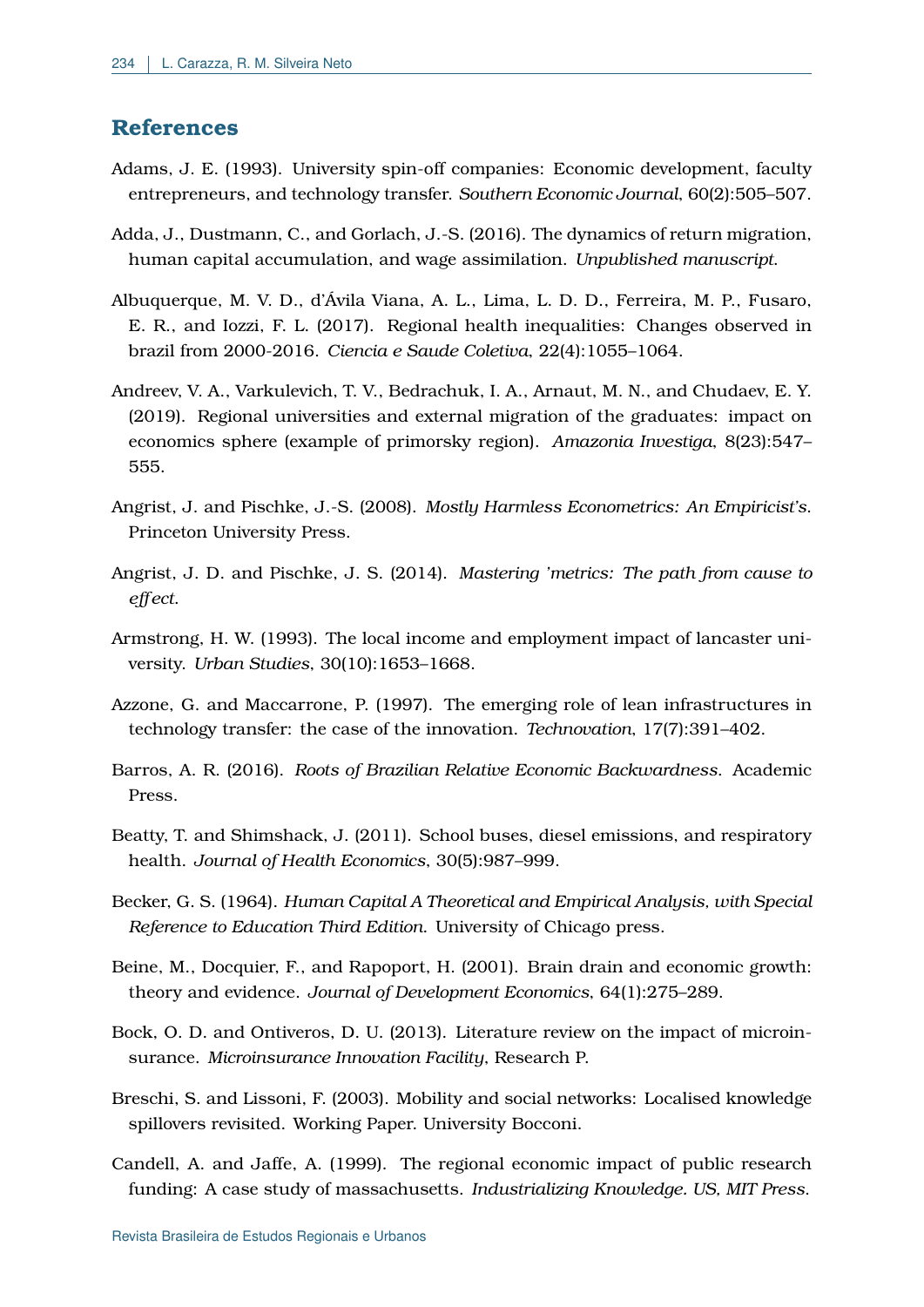## References

Adams, J. E. (1993). University spin-off companies: Economic development, faculty entrepreneurs, and technology transfer. *Southern Economic Journal*, 60(2):505–507.

Adda, J., Dustmann, C., and Gorlach, J.-S. (2016). The dynamics of return migration, human capital accumulation, and wage assimilation. *Unpublished manuscript*.

Albuquerque, M. V. D., d'Ávila Viana, A. L., Lima, L. D. D., Ferreira, M. P., Fusaro, E. R., and Iozzi, F. L. (2017). Regional health inequalities: Changes observed in brazil from 2000-2016. *Ciencia e Saude Coletiva*, 22(4):1055–1064.

Andreev, V. A., Varkulevich, T. V., Bedrachuk, I. A., Arnaut, M. N., and Chudaev, E. Y. (2019). Regional universities and external migration of the graduates: impact on economics sphere (example of primorsky region). *Amazonia Investiga*, 8(23):547–555.

Angrist, J. and Pischke, J.-S. (2008). *Mostly Harmless Econometrics: An Empiricist's*. Princeton University Press.

Angrist, J. D. and Pischke, J. S. (2014). *Mastering 'metrics: The path from cause to effect*.

Armstrong, H. W. (1993). The local income and employment impact of lancaster university. *Urban Studies*, 30(10):1653–1668.

Azzone, G. and Maccarrone, P. (1997). The emerging role of lean infrastructures in technology transfer: the case of the innovation. *Technovation*, 17(7):391–402.

Barros, A. R. (2016). *Roots of Brazilian Relative Economic Backwardness*. Academic Press.

Beatty, T. and Shimshack, J. (2011). School buses, diesel emissions, and respiratory health. *Journal of Health Economics*, 30(5):987–999.

Becker, G. S. (1964). *Human Capital A Theoretical and Empirical Analysis, with Special Reference to Education Third Edition*. University of Chicago press.

Beine, M., Docquier, F., and Rapoport, H. (2001). Brain drain and economic growth: theory and evidence. *Journal of Development Economics*, 64(1):275–289.

Bock, O. D. and Ontiveros, D. U. (2013). Literature review on the impact of microinsurance. *Microinsurance Innovation Facility*, Research P.

Breschi, S. and Lissoni, F. (2003). Mobility and social networks: Localised knowledge spillovers revisited. Working Paper. University Bocconi.

Candell, A. and Jaffe, A. (1999). The regional economic impact of public research funding: A case study of massachusetts. *Industrializing Knowledge. US, MIT Press*.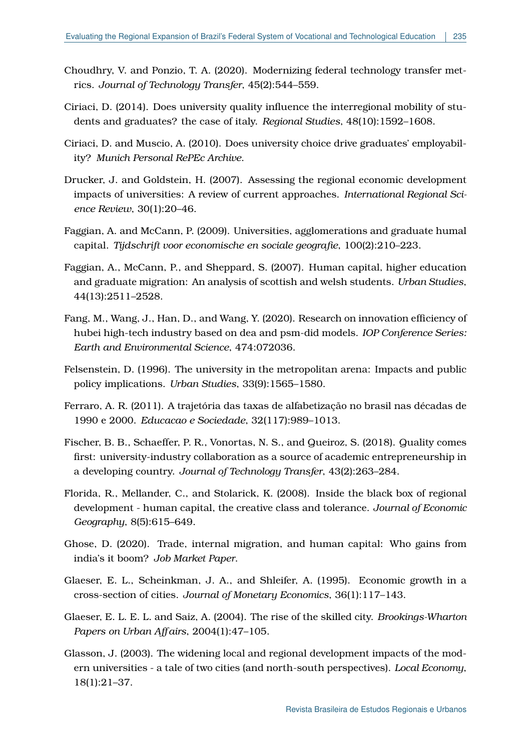Choudhry, V. and Ponzio, T. A. (2020). Modernizing federal technology transfer metrics. *Journal of Technology Transfer*, 45(2):544–559.

Ciriaci, D. (2014). Does university quality influence the interregional mobility of students and graduates? the case of italy. *Regional Studies*, 48(10):1592–1608.

Ciriaci, D. and Muscio, A. (2010). Does university choice drive graduates' employability? *Munich Personal RePEc Archive*.

Drucker, J. and Goldstein, H. (2007). Assessing the regional economic development impacts of universities: A review of current approaches. *International Regional Science Review*, 30(1):20–46.

Faggian, A. and McCann, P. (2009). Universities, agglomerations and graduate humal capital. *Tijdschrift voor economische en sociale geografie*, 100(2):210–223.

Faggian, A., McCann, P., and Sheppard, S. (2007). Human capital, higher education and graduate migration: An analysis of scottish and welsh students. *Urban Studies*, 44(13):2511–2528.

Fang, M., Wang, J., Han, D., and Wang, Y. (2020). Research on innovation efficiency of hubei high-tech industry based on dea and psm-did models. *IOP Conference Series: Earth and Environmental Science*, 474:072036.

Felsenstein, D. (1996). The university in the metropolitan arena: Impacts and public policy implications. *Urban Studies*, 33(9):1565–1580.

Ferraro, A. R. (2011). A trajetória das taxas de alfabetização no brasil nas décadas de 1990 e 2000. *Educacao e Sociedade*, 32(117):989–1013.

Fischer, B. B., Schaeffer, P. R., Vonortas, N. S., and Queiroz, S. (2018). Quality comes first: university-industry collaboration as a source of academic entrepreneurship in a developing country. *Journal of Technology Transfer*, 43(2):263–284.

Florida, R., Mellander, C., and Stolarick, K. (2008). Inside the black box of regional development - human capital, the creative class and tolerance. *Journal of Economic Geography*, 8(5):615–649.

Ghose, D. (2020). Trade, internal migration, and human capital: Who gains from india's it boom? *Job Market Paper*.

Glaeser, E. L., Scheinkman, J. A., and Shleifer, A. (1995). Economic growth in a cross-section of cities. *Journal of Monetary Economics*, 36(1):117–143.

Glaeser, E. L. E. L. and Saiz, A. (2004). The rise of the skilled city. *Brookings-Wharton Papers on Urban Affairs*, 2004(1):47–105.

Glasson, J. (2003). The widening local and regional development impacts of the modern universities - a tale of two cities (and north-south perspectives). *Local Economy*, 18(1):21–37.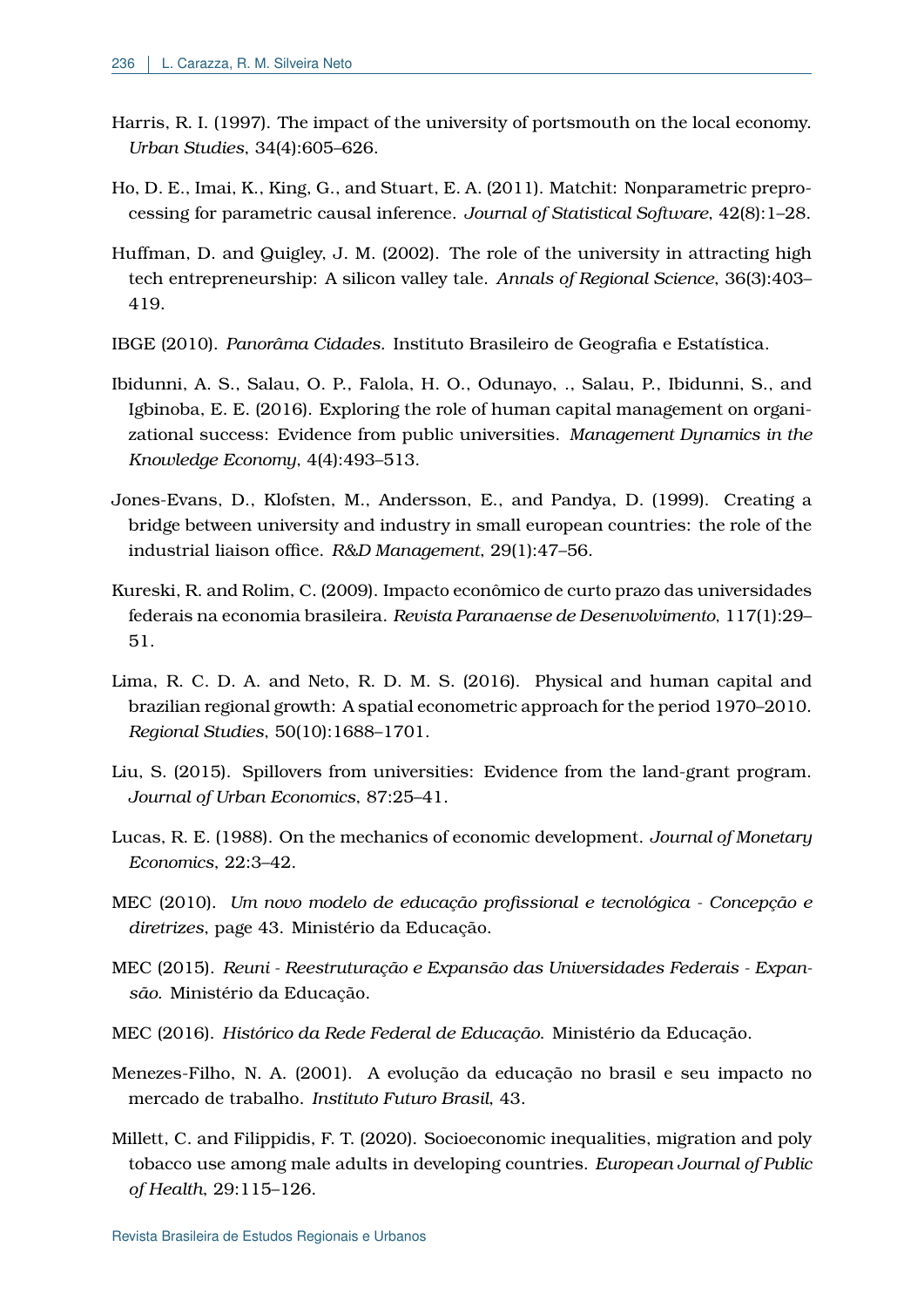Harris, R. I. (1997). The impact of the university of portsmouth on the local economy. *Urban Studies*, 34(4):605–626.

Ho, D. E., Imai, K., King, G., and Stuart, E. A. (2011). Matchit: Nonparametric preprocessing for parametric causal inference. *Journal of Statistical Software*, 42(8):1–28.

Huffman, D. and Quigley, J. M. (2002). The role of the university in attracting high tech entrepreneurship: A silicon valley tale. *Annals of Regional Science*, 36(3):403–419.

IBGE (2010). *Panorâma Cidades*. Instituto Brasileiro de Geografia e Estatística.

Ibidunni, A. S., Salau, O. P., Falola, H. O., Odunayo, ., Salau, P., Ibidunni, S., and Igbinoba, E. E. (2016). Exploring the role of human capital management on organizational success: Evidence from public universities. *Management Dynamics in the Knowledge Economy*, 4(4):493–513.

Jones-Evans, D., Klofsten, M., Andersson, E., and Pandya, D. (1999). Creating a bridge between university and industry in small european countries: the role of the industrial liaison office. *R&D Management*, 29(1):47–56.

Kureski, R. and Rolim, C. (2009). Impacto econômico de curto prazo das universidades federais na economia brasileira. *Revista Paranaense de Desenvolvimento*, 117(1):29–51.

Lima, R. C. D. A. and Neto, R. D. M. S. (2016). Physical and human capital and brazilian regional growth: A spatial econometric approach for the period 1970–2010. *Regional Studies*, 50(10):1688–1701.

Liu, S. (2015). Spillovers from universities: Evidence from the land-grant program. *Journal of Urban Economics*, 87:25–41.

Lucas, R. E. (1988). On the mechanics of economic development. *Journal of Monetary Economics*, 22:3–42.

MEC (2010). *Um novo modelo de educação profissional e tecnológica - Concepção e diretrizes*, page 43. Ministério da Educação.

MEC (2015). *Reuni - Reestruturação e Expansão das Universidades Federais - Expansão*. Ministério da Educação.

MEC (2016). *Histórico da Rede Federal de Educação*. Ministério da Educação.

Menezes-Filho, N. A. (2001). A evolução da educação no brasil e seu impacto no mercado de trabalho. *Instituto Futuro Brasil*, 43.

Millett, C. and Filippidis, F. T. (2020). Socioeconomic inequalities, migration and poly tobacco use among male adults in developing countries. *European Journal of Public of Health*, 29:115–126.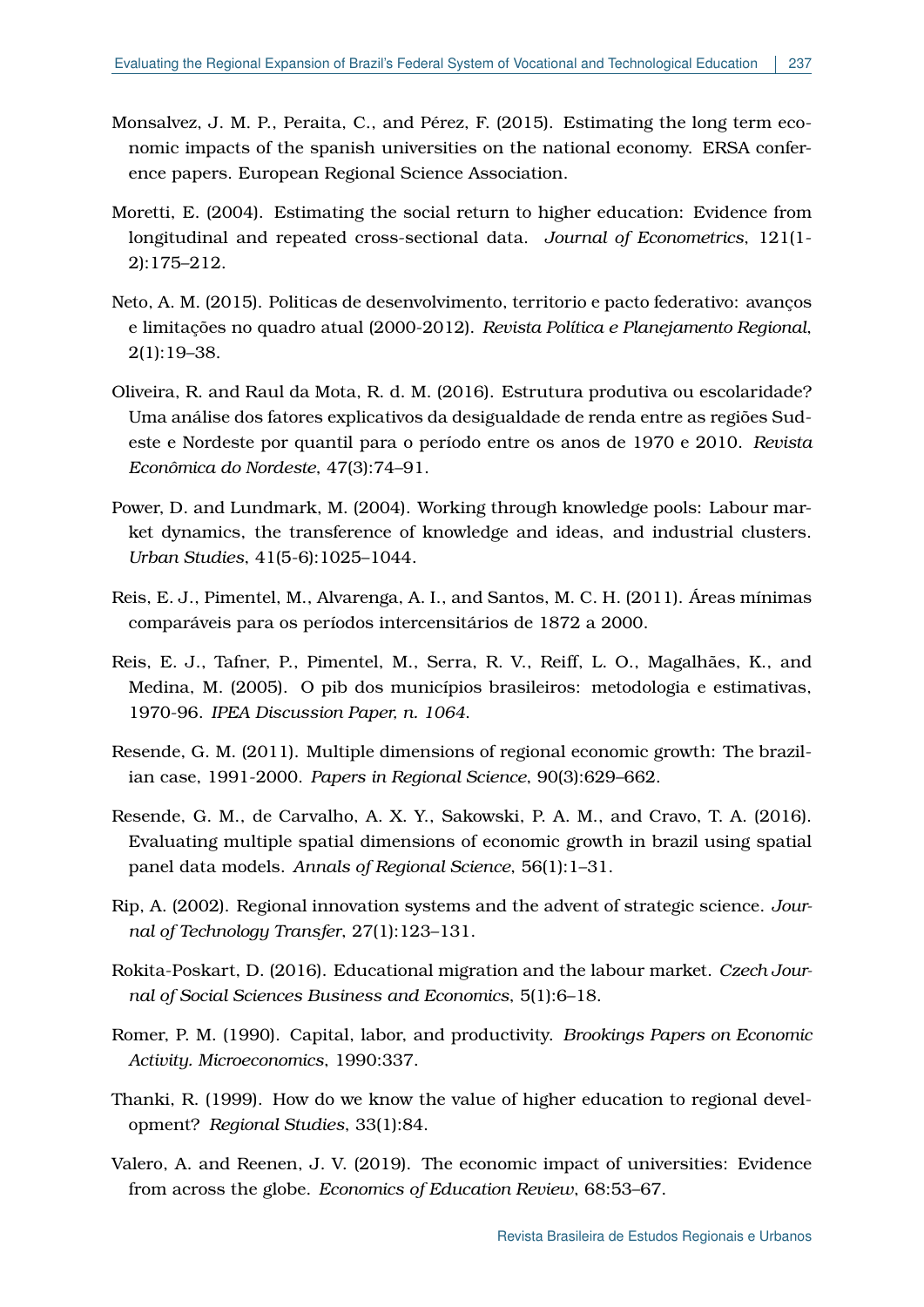Monsalvez, J. M. P., Peraita, C., and Pérez, F. (2015). Estimating the long term economic impacts of the spanish universities on the national economy. ERSA conference papers. European Regional Science Association.

Moretti, E. (2004). Estimating the social return to higher education: Evidence from longitudinal and repeated cross-sectional data. *Journal of Econometrics*, 121(1-2):175–212.

Neto, A. M. (2015). Politicas de desenvolvimento, territorio e pacto federativo: avanços e limitações no quadro atual (2000-2012). *Revista Política e Planejamento Regional*, 2(1):19–38.

Oliveira, R. and Raul da Mota, R. d. M. (2016). Estrutura produtiva ou escolaridade? Uma análise dos fatores explicativos da desigualdade de renda entre as regiões Sudeste e Nordeste por quantil para o período entre os anos de 1970 e 2010. *Revista Econômica do Nordeste*, 47(3):74–91.

Power, D. and Lundmark, M. (2004). Working through knowledge pools: Labour market dynamics, the transference of knowledge and ideas, and industrial clusters. *Urban Studies*, 41(5-6):1025–1044.

Reis, E. J., Pimentel, M., Alvarenga, A. I., and Santos, M. C. H. (2011). Áreas mínimas comparáveis para os períodos intercensitários de 1872 a 2000.

Reis, E. J., Tafner, P., Pimentel, M., Serra, R. V., Reiff, L. O., Magalhães, K., and Medina, M. (2005). O pib dos municípios brasileiros: metodologia e estimativas, 1970-96. *IPEA Discussion Paper, n. 1064.*

Resende, G. M. (2011). Multiple dimensions of regional economic growth: The brazilian case, 1991-2000. *Papers in Regional Science*, 90(3):629–662.

Resende, G. M., de Carvalho, A. X. Y., Sakowski, P. A. M., and Cravo, T. A. (2016). Evaluating multiple spatial dimensions of economic growth in brazil using spatial panel data models. *Annals of Regional Science*, 56(1):1–31.

Rip, A. (2002). Regional innovation systems and the advent of strategic science. *Journal of Technology Transfer*, 27(1):123–131.

Rokita-Poskart, D. (2016). Educational migration and the labour market. *Czech Journal of Social Sciences Business and Economics*, 5(1):6–18.

Romer, P. M. (1990). Capital, labor, and productivity. *Brookings Papers on Economic Activity. Microeconomics*, 1990:337.

Thanki, R. (1999). How do we know the value of higher education to regional development? *Regional Studies*, 33(1):84.

Valero, A. and Reenen, J. V. (2019). The economic impact of universities: Evidence from across the globe. *Economics of Education Review*, 68:53–67.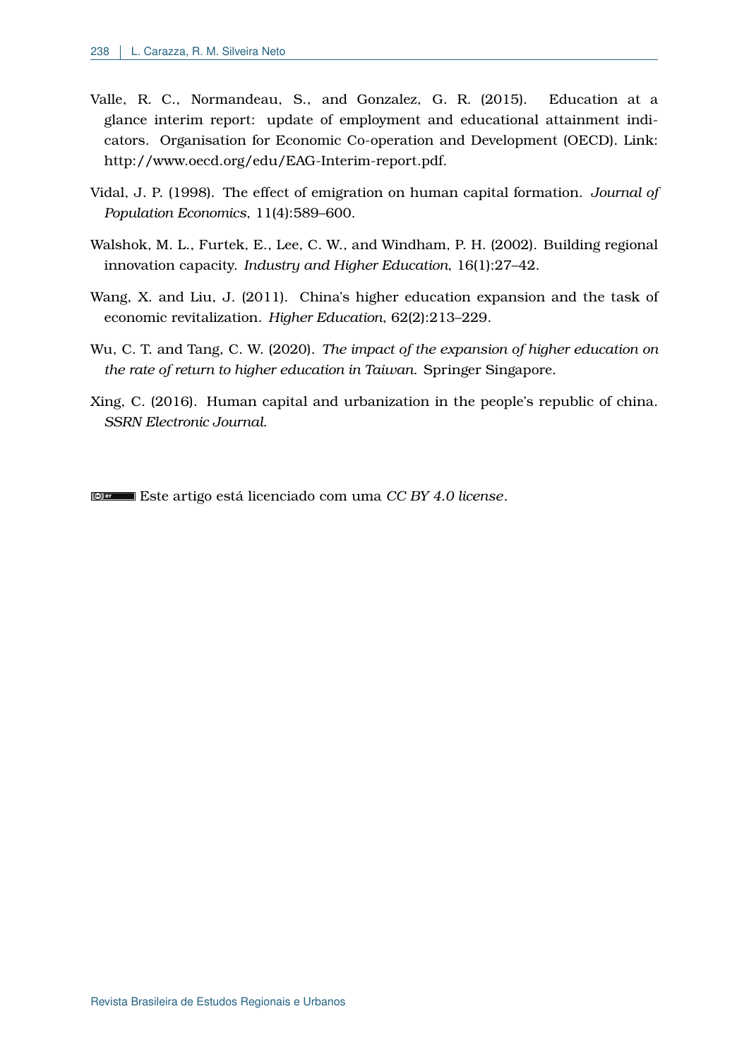Valle, R. C., Normandeau, S., and Gonzalez, G. R. (2015). Education at a glance interim report: update of employment and educational attainment indicators. Organisation for Economic Co-operation and Development (OECD). Link: http://www.oecd.org/edu/EAG-Interim-report.pdf.

Vidal, J. P. (1998). The effect of emigration on human capital formation. *Journal of Population Economics*, 11(4):589–600.

Walshok, M. L., Furtek, E., Lee, C. W., and Windham, P. H. (2002). Building regional innovation capacity. *Industry and Higher Education*, 16(1):27–42.

Wang, X. and Liu, J. (2011). China's higher education expansion and the task of economic revitalization. *Higher Education*, 62(2):213–229.

Wu, C. T. and Tang, C. W. (2020). *The impact of the expansion of higher education on the rate of return to higher education in Taiwan*. Springer Singapore.

Xing, C. (2016). Human capital and urbanization in the people's republic of china. *SSRN Electronic Journal*.

Este artigo está licenciado com uma *CC BY 4.0 license*.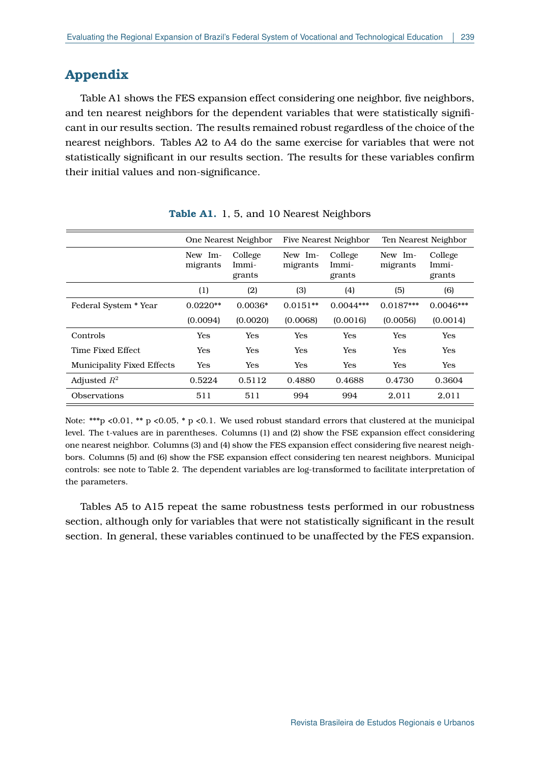## Appendix

Table A1 shows the FES expansion effect considering one neighbor, five neighbors, and ten nearest neighbors for the dependent variables that were statistically significant in our results section. The results remained robust regardless of the choice of the nearest neighbors. Tables A2 to A4 do the same exercise for variables that were not statistically significant in our results section. The results for these variables confirm their initial values and non-significance.

**Table A1.** 1, 5, and 10 Nearest Neighbors

| | One Nearest Neighbor | | Five Nearest Neighbor | | Ten Nearest Neighbor | |
|---|---|---|---|---|---|---|
| | New Immigrants | College Immigrants | New Immigrants | College Immigrants | New Immigrants | College Immigrants |
| | (1) | (2) | (3) | (4) | (5) | (6) |
| Federal System * Year | 0.0220** | 0.0036* | 0.0151** | 0.0044*** | 0.0187*** | 0.0046*** |
| | (0.0094) | (0.0020) | (0.0068) | (0.0016) | (0.0056) | (0.0014) |
| Controls | Yes | Yes | Yes | Yes | Yes | Yes |
| Time Fixed Effect | Yes | Yes | Yes | Yes | Yes | Yes |
| Municipality Fixed Effects | Yes | Yes | Yes | Yes | Yes | Yes |
| Adjusted $R^2$ | 0.5224 | 0.5112 | 0.4880 | 0.4688 | 0.4730 | 0.3604 |
| Observations | 511 | 511 | 994 | 994 | 2,011 | 2,011 |

Note: ***p <0.01, ** p <0.05, * p <0.1. We used robust standard errors that clustered at the municipal level. The t-values are in parentheses. Columns (1) and (2) show the FSE expansion effect considering one nearest neighbor. Columns (3) and (4) show the FES expansion effect considering five nearest neighbors. Columns (5) and (6) show the FSE expansion effect considering ten nearest neighbors. Municipal controls: see note to Table 2. The dependent variables are log-transformed to facilitate interpretation of the parameters.

Tables A5 to A15 repeat the same robustness tests performed in our robustness section, although only for variables that were not statistically significant in the result section. In general, these variables continued to be unaffected by the FES expansion.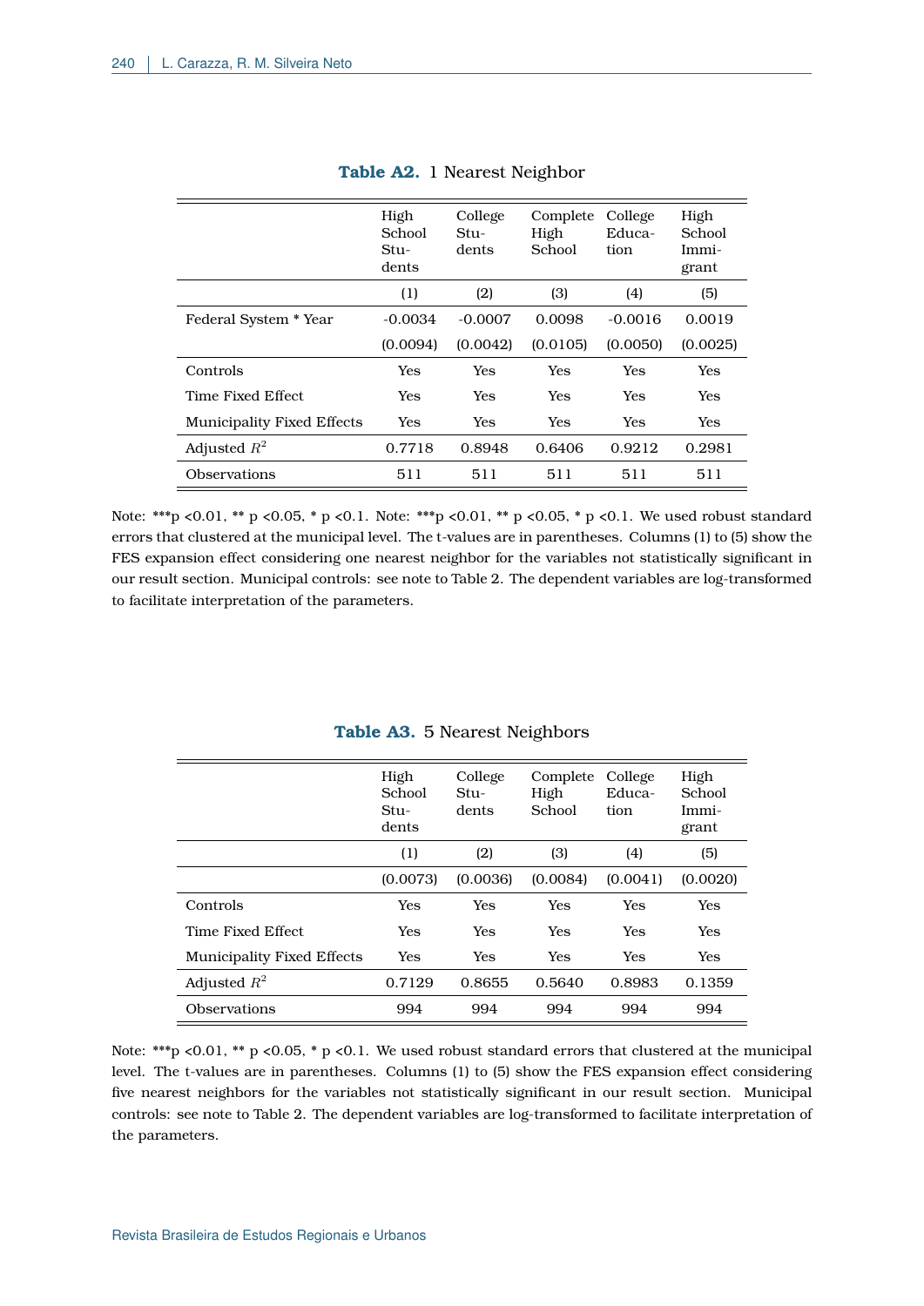**Table A2.** 1 Nearest Neighbor

| | High School Students | College Students | Complete High School | College Education | High School Immigrant |
|---|---|---|---|---|---|
| | (1) | (2) | (3) | (4) | (5) |
| Federal System * Year | -0.0034 | -0.0007 | 0.0098 | -0.0016 | 0.0019 |
| | (0.0094) | (0.0042) | (0.0105) | (0.0050) | (0.0025) |
| Controls | Yes | Yes | Yes | Yes | Yes |
| Time Fixed Effect | Yes | Yes | Yes | Yes | Yes |
| Municipality Fixed Effects | Yes | Yes | Yes | Yes | Yes |
| Adjusted $R^2$ | 0.7718 | 0.8948 | 0.6406 | 0.9212 | 0.2981 |
| Observations | 511 | 511 | 511 | 511 | 511 |

Note: ***p <0.01, ** p <0.05, * p <0.1. Note: ***p <0.01, ** p <0.05, * p <0.1. We used robust standard errors that clustered at the municipal level. The t-values are in parentheses. Columns (1) to (5) show the FES expansion effect considering one nearest neighbor for the variables not statistically significant in our result section. Municipal controls: see note to Table 2. The dependent variables are log-transformed to facilitate interpretation of the parameters.

**Table A3.** 5 Nearest Neighbors

| | High School Students | College Students | Complete High School | College Education | High School Immigrant |
|---|---|---|---|---|---|
| | (1) | (2) | (3) | (4) | (5) |
| | (0.0073) | (0.0036) | (0.0084) | (0.0041) | (0.0020) |
| Controls | Yes | Yes | Yes | Yes | Yes |
| Time Fixed Effect | Yes | Yes | Yes | Yes | Yes |
| Municipality Fixed Effects | Yes | Yes | Yes | Yes | Yes |
| Adjusted $R^2$ | 0.7129 | 0.8655 | 0.5640 | 0.8983 | 0.1359 |
| Observations | 994 | 994 | 994 | 994 | 994 |

Note: ***p <0.01, ** p <0.05, * p <0.1. We used robust standard errors that clustered at the municipal level. The t-values are in parentheses. Columns (1) to (5) show the FES expansion effect considering five nearest neighbors for the variables not statistically significant in our result section. Municipal controls: see note to Table 2. The dependent variables are log-transformed to facilitate interpretation of the parameters.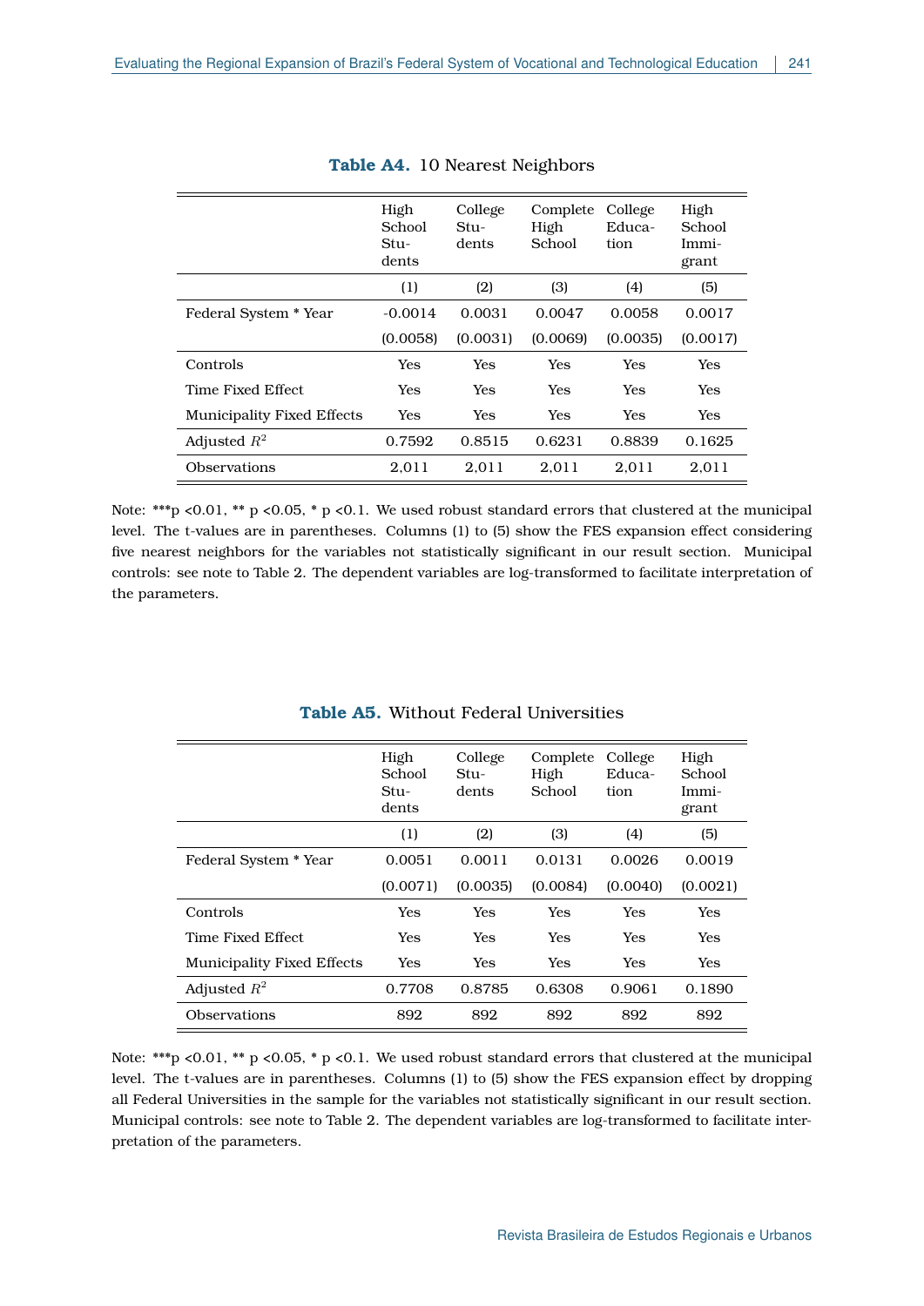**Table A4.** 10 Nearest Neighbors

| | High School Students | College Students | Complete High School | College Education | High School Immigrant |
|---|---|---|---|---|---|
| | (1) | (2) | (3) | (4) | (5) |
| Federal System * Year | -0.0014 | 0.0031 | 0.0047 | 0.0058 | 0.0017 |
| | (0.0058) | (0.0031) | (0.0069) | (0.0035) | (0.0017) |
| Controls | Yes | Yes | Yes | Yes | Yes |
| Time Fixed Effect | Yes | Yes | Yes | Yes | Yes |
| Municipality Fixed Effects | Yes | Yes | Yes | Yes | Yes |
| Adjusted $R^2$ | 0.7592 | 0.8515 | 0.6231 | 0.8839 | 0.1625 |
| Observations | 2,011 | 2,011 | 2,011 | 2,011 | 2,011 |

Note: ***p <0.01, ** p <0.05, * p <0.1. We used robust standard errors that clustered at the municipal level. The t-values are in parentheses. Columns (1) to (5) show the FES expansion effect considering five nearest neighbors for the variables not statistically significant in our result section. Municipal controls: see note to Table 2. The dependent variables are log-transformed to facilitate interpretation of the parameters.

**Table A5.** Without Federal Universities

| | High School Students | College Students | Complete High School | College Education | High School Immigrant |
|---|---|---|---|---|---|
| | (1) | (2) | (3) | (4) | (5) |
| Federal System * Year | 0.0051 | 0.0011 | 0.0131 | 0.0026 | 0.0019 |
| | (0.0071) | (0.0035) | (0.0084) | (0.0040) | (0.0021) |
| Controls | Yes | Yes | Yes | Yes | Yes |
| Time Fixed Effect | Yes | Yes | Yes | Yes | Yes |
| Municipality Fixed Effects | Yes | Yes | Yes | Yes | Yes |
| Adjusted $R^2$ | 0.7708 | 0.8785 | 0.6308 | 0.9061 | 0.1890 |
| Observations | 892 | 892 | 892 | 892 | 892 |

Note: ***p <0.01, ** p <0.05, * p <0.1. We used robust standard errors that clustered at the municipal level. The t-values are in parentheses. Columns (1) to (5) show the FES expansion effect by dropping all Federal Universities in the sample for the variables not statistically significant in our result section. Municipal controls: see note to Table 2. The dependent variables are log-transformed to facilitate interpretation of the parameters.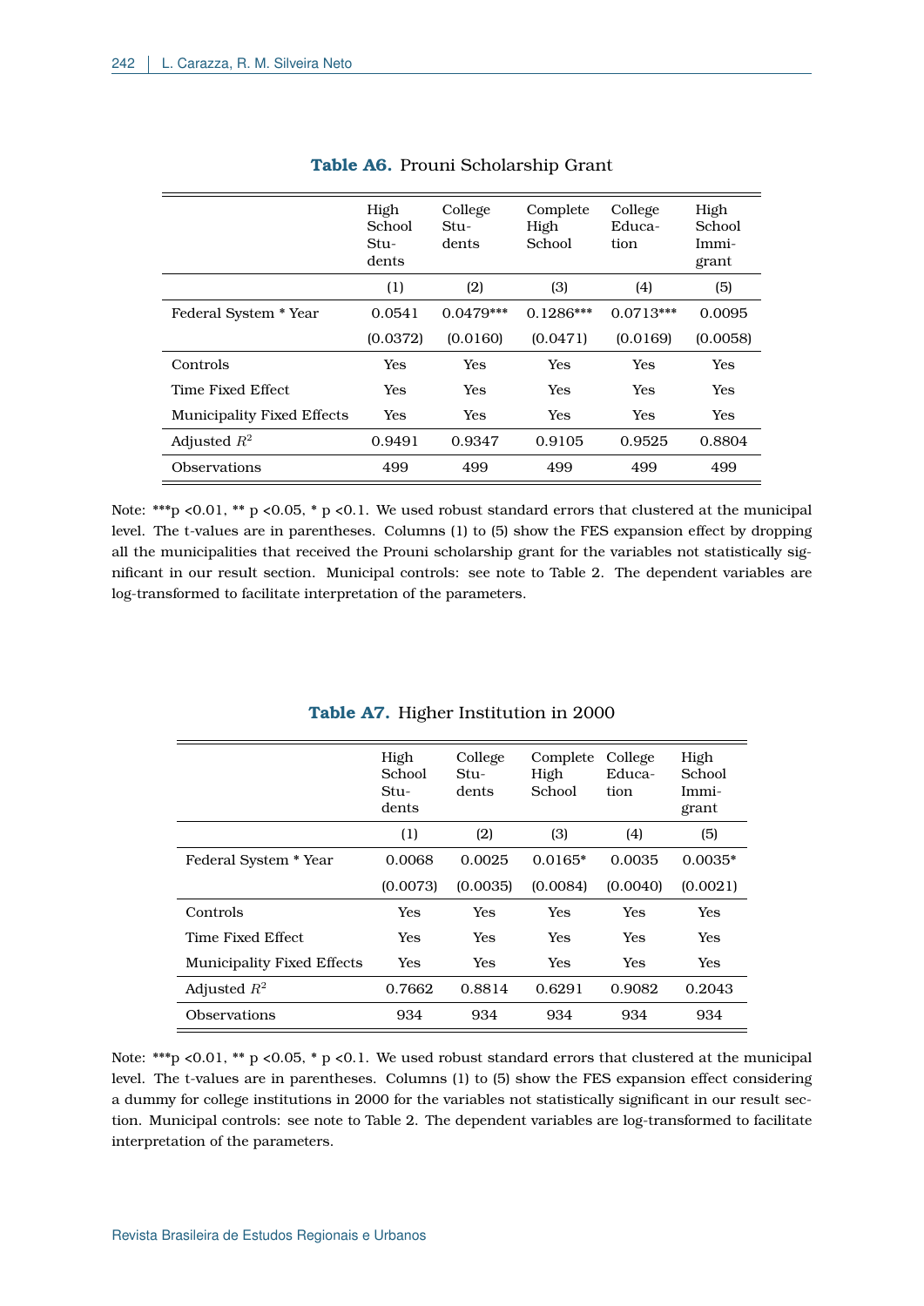**Table A6.** Prouni Scholarship Grant

| | High School Students | College Students | Complete High School | College Education | High School Immigrant |
|---|---|---|---|---|---|
| | (1) | (2) | (3) | (4) | (5) |
| Federal System * Year | 0.0541 | 0.0479*** | 0.1286*** | 0.0713*** | 0.0095 |
| | (0.0372) | (0.0160) | (0.0471) | (0.0169) | (0.0058) |
| Controls | Yes | Yes | Yes | Yes | Yes |
| Time Fixed Effect | Yes | Yes | Yes | Yes | Yes |
| Municipality Fixed Effects | Yes | Yes | Yes | Yes | Yes |
| Adjusted $R^2$ | 0.9491 | 0.9347 | 0.9105 | 0.9525 | 0.8804 |
| Observations | 499 | 499 | 499 | 499 | 499 |

Note: ***p <0.01, ** p <0.05, * p <0.1. We used robust standard errors that clustered at the municipal level. The t-values are in parentheses. Columns (1) to (5) show the FES expansion effect by dropping all the municipalities that received the Prouni scholarship grant for the variables not statistically significant in our result section. Municipal controls: see note to Table 2. The dependent variables are log-transformed to facilitate interpretation of the parameters.

**Table A7.** Higher Institution in 2000

| | High School Students | College Students | Complete High School | College Education | High School Immigrant |
|---|---|---|---|---|---|
| | (1) | (2) | (3) | (4) | (5) |
| Federal System * Year | 0.0068 | 0.0025 | 0.0165* | 0.0035 | 0.0035* |
| | (0.0073) | (0.0035) | (0.0084) | (0.0040) | (0.0021) |
| Controls | Yes | Yes | Yes | Yes | Yes |
| Time Fixed Effect | Yes | Yes | Yes | Yes | Yes |
| Municipality Fixed Effects | Yes | Yes | Yes | Yes | Yes |
| Adjusted $R^2$ | 0.7662 | 0.8814 | 0.6291 | 0.9082 | 0.2043 |
| Observations | 934 | 934 | 934 | 934 | 934 |

Note: ***p <0.01, ** p <0.05, * p <0.1. We used robust standard errors that clustered at the municipal level. The t-values are in parentheses. Columns (1) to (5) show the FES expansion effect considering a dummy for college institutions in 2000 for the variables not statistically significant in our result section. Municipal controls: see note to Table 2. The dependent variables are log-transformed to facilitate interpretation of the parameters.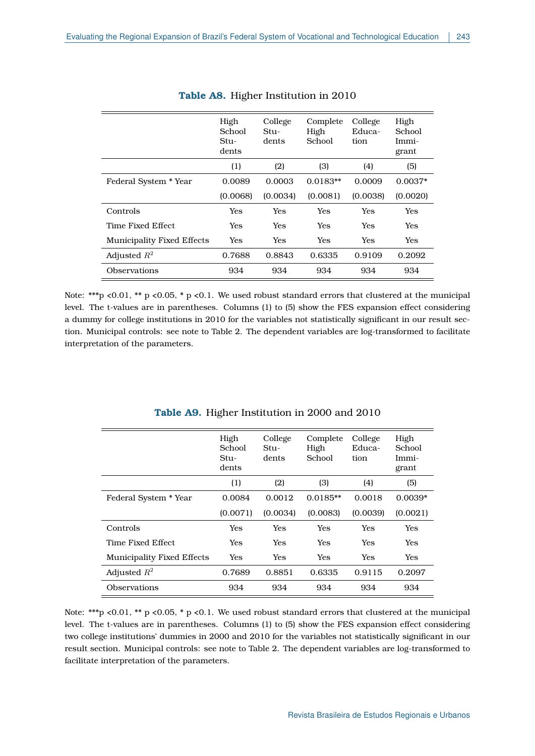**Table A8.** Higher Institution in 2010

| | High School Students | College Students | Complete High School | College Education | High School Immigrant |
|---|---|---|---|---|---|
| | (1) | (2) | (3) | (4) | (5) |
| Federal System * Year | 0.0089 | 0.0003 | 0.0183** | 0.0009 | 0.0037* |
| | (0.0068) | (0.0034) | (0.0081) | (0.0038) | (0.0020) |
| Controls | Yes | Yes | Yes | Yes | Yes |
| Time Fixed Effect | Yes | Yes | Yes | Yes | Yes |
| Municipality Fixed Effects | Yes | Yes | Yes | Yes | Yes |
| Adjusted $R^2$ | 0.7688 | 0.8843 | 0.6335 | 0.9109 | 0.2092 |
| Observations | 934 | 934 | 934 | 934 | 934 |

Note: ***p <0.01, ** p <0.05, * p <0.1. We used robust standard errors that clustered at the municipal level. The t-values are in parentheses. Columns (1) to (5) show the FES expansion effect considering a dummy for college institutions in 2010 for the variables not statistically significant in our result section. Municipal controls: see note to Table 2. The dependent variables are log-transformed to facilitate interpretation of the parameters.

**Table A9.** Higher Institution in 2000 and 2010

| | High School Students | College Students | Complete High School | College Education | High School Immigrant |
|---|---|---|---|---|---|
| | (1) | (2) | (3) | (4) | (5) |
| Federal System * Year | 0.0084 | 0.0012 | 0.0185** | 0.0018 | 0.0039* |
| | (0.0071) | (0.0034) | (0.0083) | (0.0039) | (0.0021) |
| Controls | Yes | Yes | Yes | Yes | Yes |
| Time Fixed Effect | Yes | Yes | Yes | Yes | Yes |
| Municipality Fixed Effects | Yes | Yes | Yes | Yes | Yes |
| Adjusted $R^2$ | 0.7689 | 0.8851 | 0.6335 | 0.9115 | 0.2097 |
| Observations | 934 | 934 | 934 | 934 | 934 |

Note: ***p <0.01, ** p <0.05, * p <0.1. We used robust standard errors that clustered at the municipal level. The t-values are in parentheses. Columns (1) to (5) show the FES expansion effect considering two college institutions' dummies in 2000 and 2010 for the variables not statistically significant in our result section. Municipal controls: see note to Table 2. The dependent variables are log-transformed to facilitate interpretation of the parameters.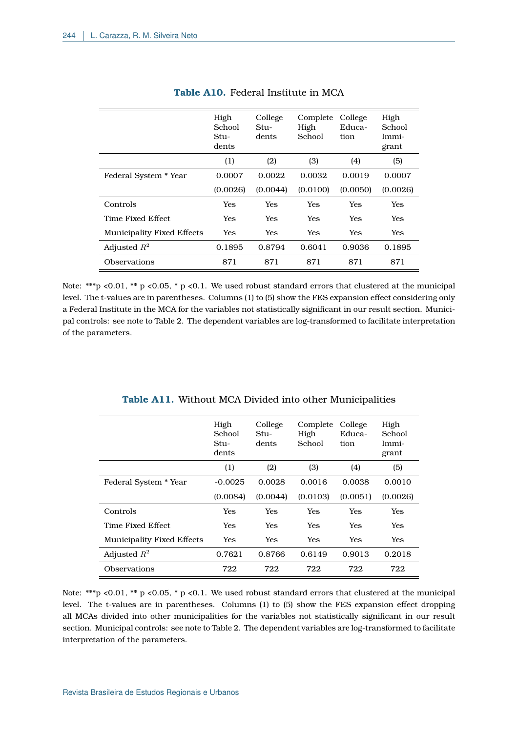**Table A10.** Federal Institute in MCA

| | High School Students | College Students | Complete High School | College Education | High School Immigrant |
|---|---|---|---|---|---|
| | (1) | (2) | (3) | (4) | (5) |
| Federal System * Year | 0.0007 | 0.0022 | 0.0032 | 0.0019 | 0.0007 |
| | (0.0026) | (0.0044) | (0.0100) | (0.0050) | (0.0026) |
| Controls | Yes | Yes | Yes | Yes | Yes |
| Time Fixed Effect | Yes | Yes | Yes | Yes | Yes |
| Municipality Fixed Effects | Yes | Yes | Yes | Yes | Yes |
| Adjusted $R^2$ | 0.1895 | 0.8794 | 0.6041 | 0.9036 | 0.1895 |
| Observations | 871 | 871 | 871 | 871 | 871 |

Note: ***p <0.01, ** p <0.05, * p <0.1. We used robust standard errors that clustered at the municipal level. The t-values are in parentheses. Columns (1) to (5) show the FES expansion effect considering only a Federal Institute in the MCA for the variables not statistically significant in our result section. Municipal controls: see note to Table 2. The dependent variables are log-transformed to facilitate interpretation of the parameters.

**Table A11.** Without MCA Divided into other Municipalities

| | High School Students | College Students | Complete High School | College Education | High School Immigrant |
|---|---|---|---|---|---|
| | (1) | (2) | (3) | (4) | (5) |
| Federal System * Year | -0.0025 | 0.0028 | 0.0016 | 0.0038 | 0.0010 |
| | (0.0084) | (0.0044) | (0.0103) | (0.0051) | (0.0026) |
| Controls | Yes | Yes | Yes | Yes | Yes |
| Time Fixed Effect | Yes | Yes | Yes | Yes | Yes |
| Municipality Fixed Effects | Yes | Yes | Yes | Yes | Yes |
| Adjusted $R^2$ | 0.7621 | 0.8766 | 0.6149 | 0.9013 | 0.2018 |
| Observations | 722 | 722 | 722 | 722 | 722 |

Note: ***p <0.01, ** p <0.05, * p <0.1. We used robust standard errors that clustered at the municipal level. The t-values are in parentheses. Columns (1) to (5) show the FES expansion effect dropping all MCAs divided into other municipalities for the variables not statistically significant in our result section. Municipal controls: see note to Table 2. The dependent variables are log-transformed to facilitate interpretation of the parameters.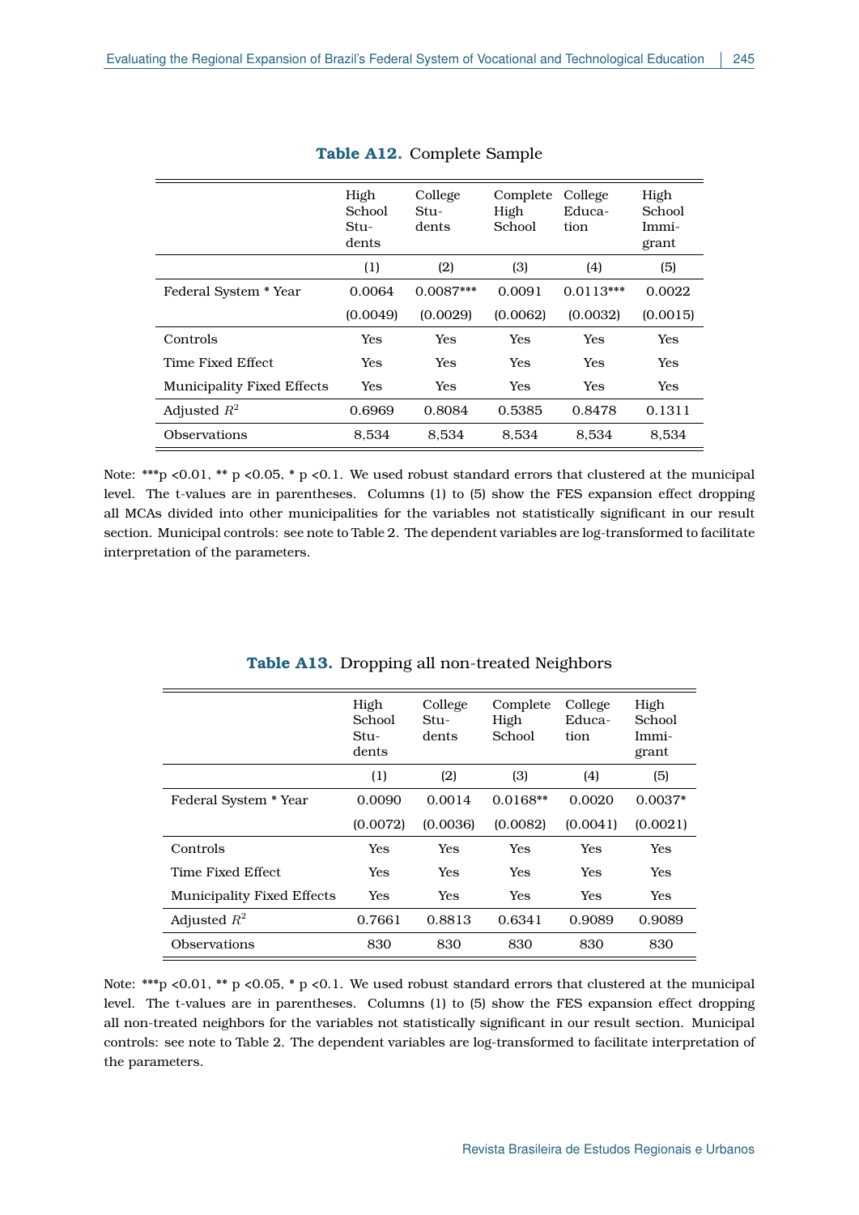**Table A12.** Complete Sample

| | High School Students | College Students | Complete High School | College Education | High School Immigrant |
|---|---|---|---|---|---|
| | (1) | (2) | (3) | (4) | (5) |
| Federal System * Year | 0.0064 | 0.0087*** | 0.0091 | 0.0113*** | 0.0022 |
| | (0.0049) | (0.0029) | (0.0062) | (0.0032) | (0.0015) |
| Controls | Yes | Yes | Yes | Yes | Yes |
| Time Fixed Effect | Yes | Yes | Yes | Yes | Yes |
| Municipality Fixed Effects | Yes | Yes | Yes | Yes | Yes |
| Adjusted $R^2$ | 0.6969 | 0.8084 | 0.5385 | 0.8478 | 0.1311 |
| Observations | 8,534 | 8,534 | 8,534 | 8,534 | 8,534 |

Note: ***p <0.01, ** p <0.05, * p <0.1. We used robust standard errors that clustered at the municipal level. The t-values are in parentheses. Columns (1) to (5) show the FES expansion effect dropping all MCAs divided into other municipalities for the variables not statistically significant in our result section. Municipal controls: see note to Table 2. The dependent variables are log-transformed to facilitate interpretation of the parameters.

**Table A13.** Dropping all non-treated Neighbors

| | High School Students | College Students | Complete High School | College Education | High School Immigrant |
|---|---|---|---|---|---|
| | (1) | (2) | (3) | (4) | (5) |
| Federal System * Year | 0.0090 | 0.0014 | 0.0168** | 0.0020 | 0.0037* |
| | (0.0072) | (0.0036) | (0.0082) | (0.0041) | (0.0021) |
| Controls | Yes | Yes | Yes | Yes | Yes |
| Time Fixed Effect | Yes | Yes | Yes | Yes | Yes |
| Municipality Fixed Effects | Yes | Yes | Yes | Yes | Yes |
| Adjusted $R^2$ | 0.7661 | 0.8813 | 0.6341 | 0.9089 | 0.9089 |
| Observations | 830 | 830 | 830 | 830 | 830 |

Note: ***p <0.01, ** p <0.05, * p <0.1. We used robust standard errors that clustered at the municipal level. The t-values are in parentheses. Columns (1) to (5) show the FES expansion effect dropping all non-treated neighbors for the variables not statistically significant in our result section. Municipal controls: see note to Table 2. The dependent variables are log-transformed to facilitate interpretation of the parameters.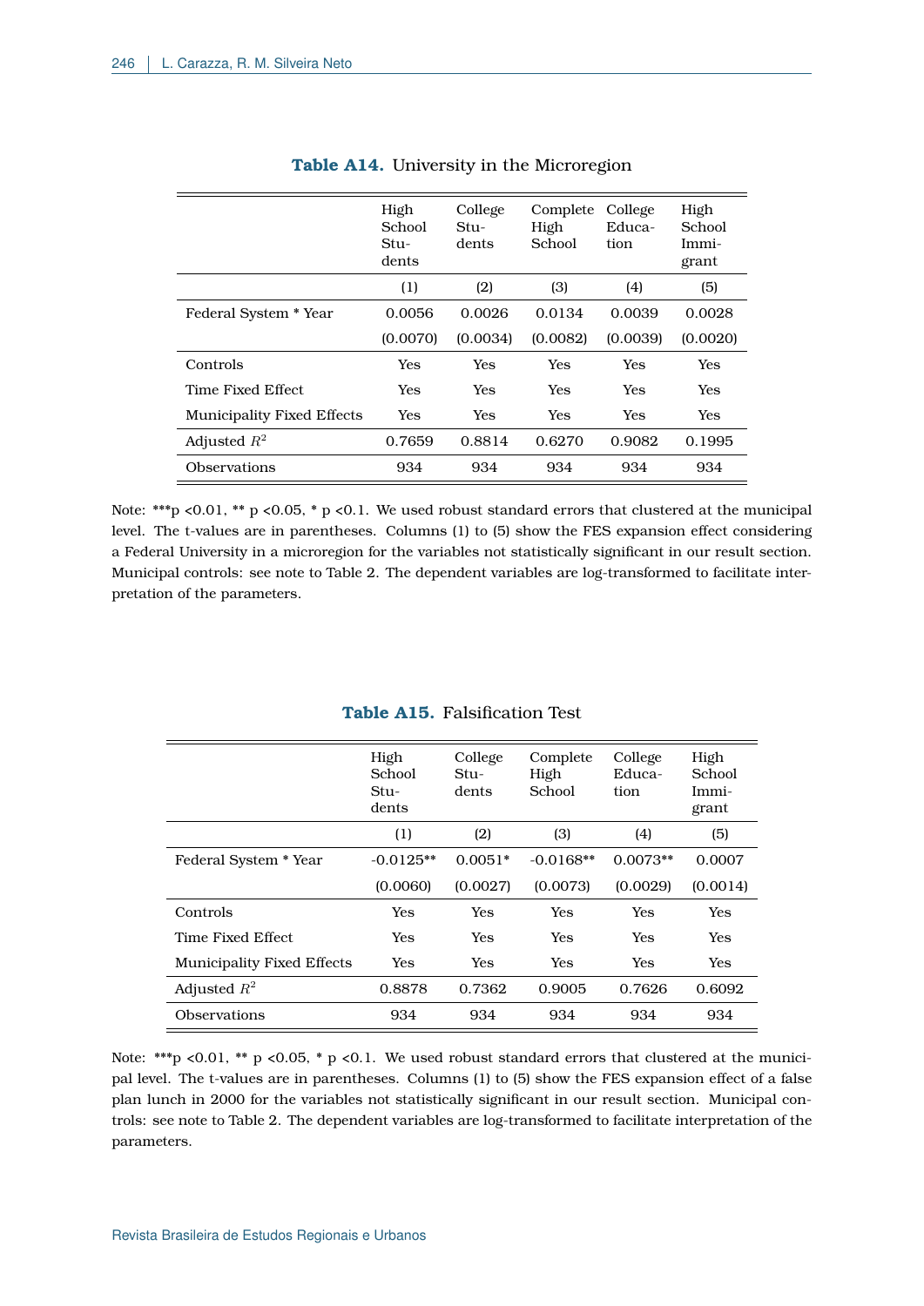**Table A14.** University in the Microregion

| | High School Students | College Students | Complete High School | College Education | High School Immigrant |
|---|---|---|---|---|---|
| | (1) | (2) | (3) | (4) | (5) |
| Federal System * Year | 0.0056 | 0.0026 | 0.0134 | 0.0039 | 0.0028 |
| | (0.0070) | (0.0034) | (0.0082) | (0.0039) | (0.0020) |
| Controls | Yes | Yes | Yes | Yes | Yes |
| Time Fixed Effect | Yes | Yes | Yes | Yes | Yes |
| Municipality Fixed Effects | Yes | Yes | Yes | Yes | Yes |
| Adjusted $R^2$ | 0.7659 | 0.8814 | 0.6270 | 0.9082 | 0.1995 |
| Observations | 934 | 934 | 934 | 934 | 934 |

Note: ***p <0.01, ** p <0.05, * p <0.1. We used robust standard errors that clustered at the municipal level. The t-values are in parentheses. Columns (1) to (5) show the FES expansion effect considering a Federal University in a microregion for the variables not statistically significant in our result section. Municipal controls: see note to Table 2. The dependent variables are log-transformed to facilitate interpretation of the parameters.

**Table A15.** Falsification Test

| | High School Students | College Students | Complete High School | College Education | High School Immigrant |
|---|---|---|---|---|---|
| | (1) | (2) | (3) | (4) | (5) |
| Federal System * Year | -0.0125** | 0.0051* | -0.0168** | 0.0073** | 0.0007 |
| | (0.0060) | (0.0027) | (0.0073) | (0.0029) | (0.0014) |
| Controls | Yes | Yes | Yes | Yes | Yes |
| Time Fixed Effect | Yes | Yes | Yes | Yes | Yes |
| Municipality Fixed Effects | Yes | Yes | Yes | Yes | Yes |
| Adjusted $R^2$ | 0.8878 | 0.7362 | 0.9005 | 0.7626 | 0.6092 |
| Observations | 934 | 934 | 934 | 934 | 934 |

Note: ***p <0.01, ** p <0.05, * p <0.1. We used robust standard errors that clustered at the municipal level. The t-values are in parentheses. Columns (1) to (5) show the FES expansion effect of a false plan lunch in 2000 for the variables not statistically significant in our result section. Municipal controls: see note to Table 2. The dependent variables are log-transformed to facilitate interpretation of the parameters.